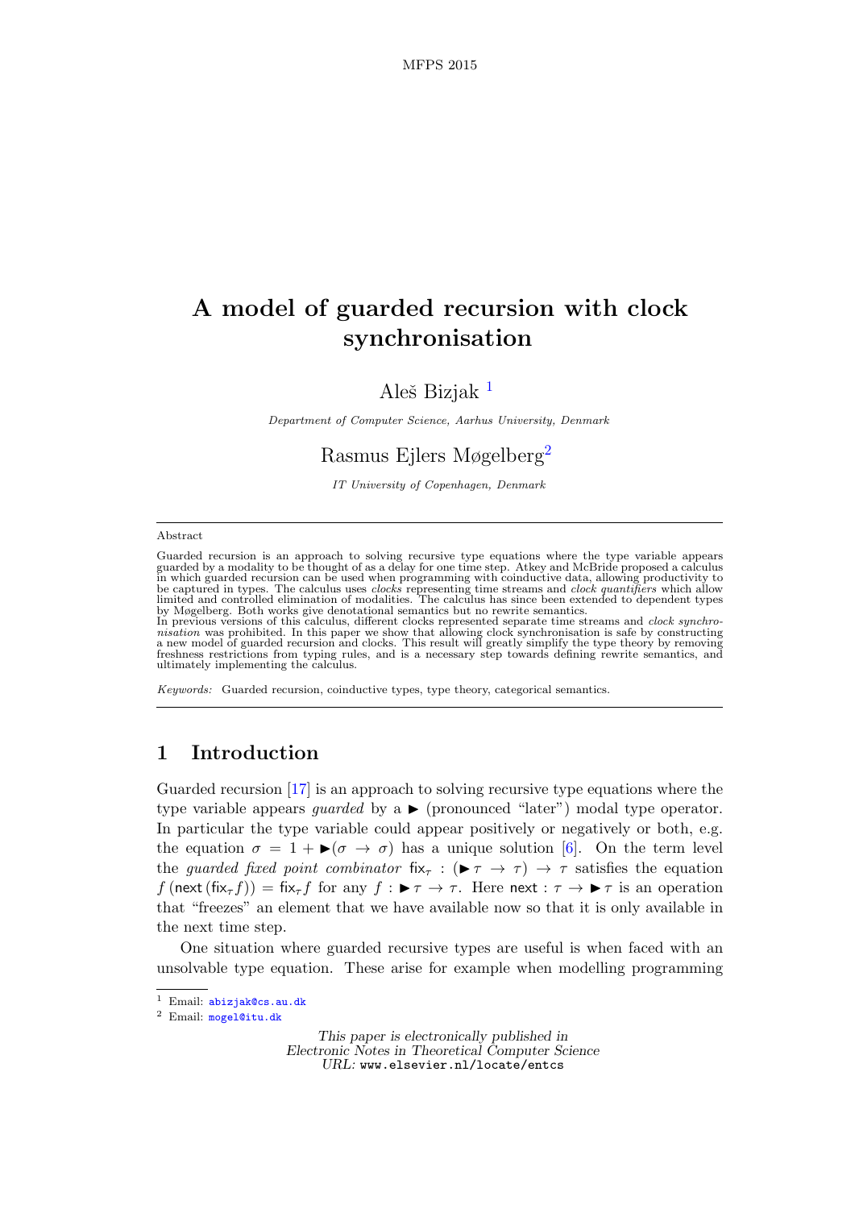# A model of guarded recursion with clock synchronisation

Aleš Bizjak [1]

*Department of Computer Science, Aarhus University, Denmark*

Rasmus Ejlers Møgelberg[2]

*IT University of Copenhagen, Denmark*

---

Abstract

Guarded recursion is an approach to solving recursive type equations where the type variable appears guarded by a modality to be thought of as a delay for one time step. Atkey and McBride proposed a calculus in which guarded recursion can be used when programming with coinductive data, allowing productivity to be captured in types. The calculus uses *clocks* representing time streams and *clock quantifiers* which allow limited and controlled elimination of modalities. The calculus has since been extended to dependent types by Møgelberg. Both works give denotational semantics but no rewrite semantics.
In previous versions of this calculus, different clocks represented separate time streams and *clock synchronisation* was prohibited. In this paper we show that allowing clock synchronisation is safe by constructing a new model of guarded recursion and clocks. This result will greatly simplify the type theory by removing freshness restrictions from typing rules, and is a necessary step towards defining rewrite semantics, and ultimately implementing the calculus.

*Keywords:* Guarded recursion, coinductive types, type theory, categorical semantics.

---

## 1 Introduction

Guarded recursion [17] is an approach to solving recursive type equations where the type variable appears *guarded* by a $\blacktriangleright$ (pronounced "later") modal type operator. In particular the type variable could appear positively or negatively or both, e.g. the equation $\sigma = 1 + \blacktriangleright(\sigma \to \sigma)$ has a unique solution [6]. On the term level the *guarded fixed point combinator* $\mathsf{fix}_\tau : (\blacktriangleright\tau \to \tau) \to \tau$ satisfies the equation $f\,(\mathsf{next}\,(\mathsf{fix}_\tau f)) = \mathsf{fix}_\tau f$ for any $f : \blacktriangleright\tau \to \tau$. Here $\mathsf{next} : \tau \to \blacktriangleright\tau$ is an operation that "freezes" an element that we have available now so that it is only available in the next time step.

One situation where guarded recursive types are useful is when faced with an unsolvable type equation. These arise for example when modelling programming

[1] Email: abizjak@cs.au.dk

[2] Email: mogel@itu.dk

*This paper is electronically published in*
*Electronic Notes in Theoretical Computer Science*
*URL:* www.elsevier.nl/locate/entcs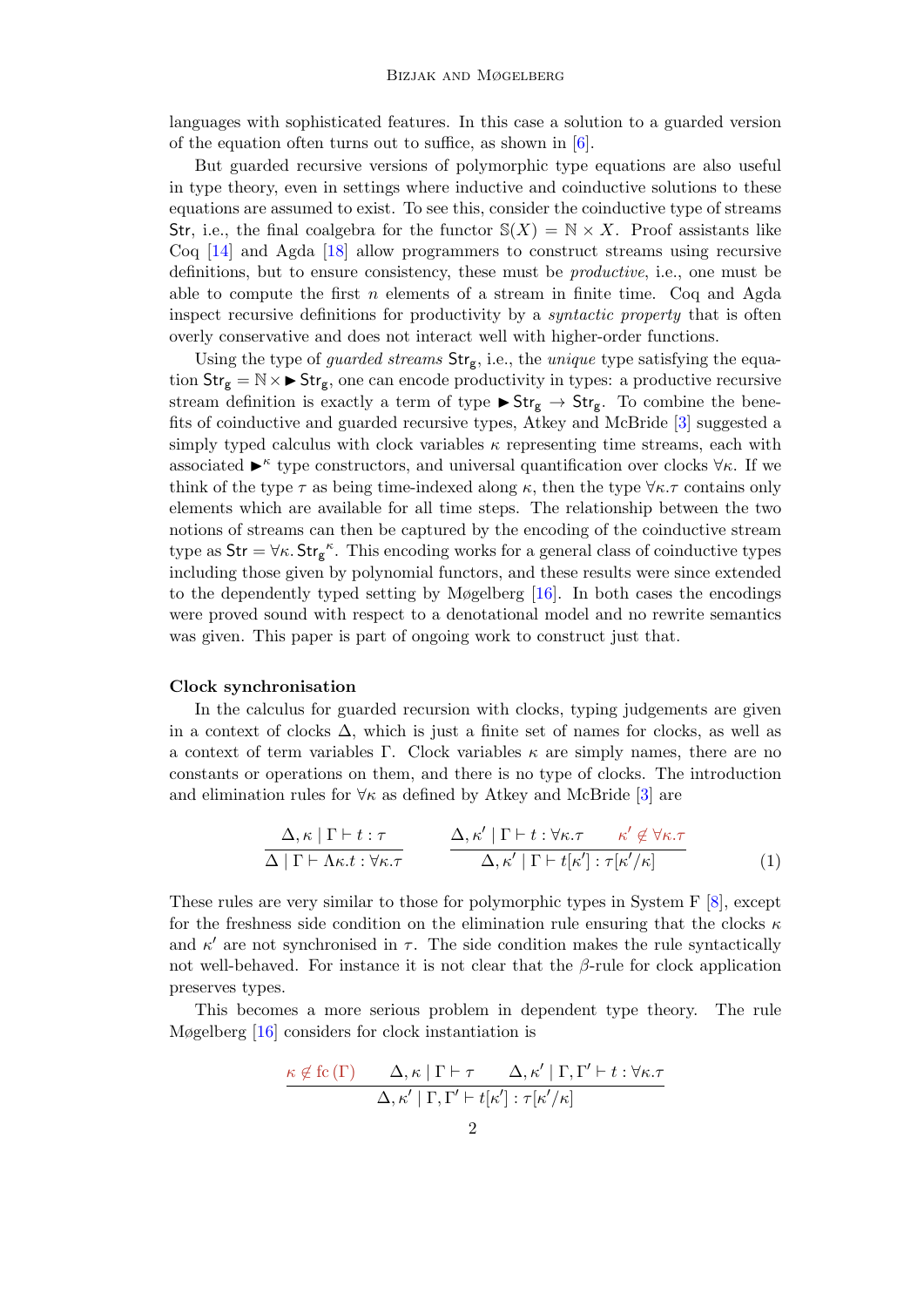languages with sophisticated features. In this case a solution to a guarded version of the equation often turns out to suffice, as shown in [6].

But guarded recursive versions of polymorphic type equations are also useful in type theory, even in settings where inductive and coinductive solutions to these equations are assumed to exist. To see this, consider the coinductive type of streams $\mathsf{Str}$, i.e., the final coalgebra for the functor $\mathbb{S}(X) = \mathbb{N} \times X$. Proof assistants like Coq [14] and Agda [18] allow programmers to construct streams using recursive definitions, but to ensure consistency, these must be *productive*, i.e., one must be able to compute the first $n$ elements of a stream in finite time. Coq and Agda inspect recursive definitions for productivity by a *syntactic property* that is often overly conservative and does not interact well with higher-order functions.

Using the type of *guarded streams* $\mathsf{Str_g}$, i.e., the *unique* type satisfying the equation $\mathsf{Str_g} = \mathbb{N} \times \blacktriangleright \mathsf{Str_g}$, one can encode productivity in types: a productive recursive stream definition is exactly a term of type $\blacktriangleright \mathsf{Str_g} \to \mathsf{Str_g}$. To combine the benefits of coinductive and guarded recursive types, Atkey and McBride [3] suggested a simply typed calculus with clock variables $\kappa$ representing time streams, each with associated $\blacktriangleright^\kappa$ type constructors, and universal quantification over clocks $\forall\kappa$. If we think of the type $\tau$ as being time-indexed along $\kappa$, then the type $\forall\kappa.\tau$ contains only elements which are available for all time steps. The relationship between the two notions of streams can then be captured by the encoding of the coinductive stream type as $\mathsf{Str} = \forall\kappa.\, \mathsf{Str_g}^\kappa$. This encoding works for a general class of coinductive types including those given by polynomial functors, and these results were since extended to the dependently typed setting by Møgelberg [16]. In both cases the encodings were proved sound with respect to a denotational model and no rewrite semantics was given. This paper is part of ongoing work to construct just that.

**Clock synchronisation**

In the calculus for guarded recursion with clocks, typing judgements are given in a context of clocks $\Delta$, which is just a finite set of names for clocks, as well as a context of term variables $\Gamma$. Clock variables $\kappa$ are simply names, there are no constants or operations on them, and there is no type of clocks. The introduction and elimination rules for $\forall\kappa$ as defined by Atkey and McBride [3] are

$$\frac{\Delta, \kappa \mid \Gamma \vdash t : \tau}{\Delta \mid \Gamma \vdash \Lambda\kappa.t : \forall\kappa.\tau} \qquad \frac{\Delta, \kappa' \mid \Gamma \vdash t : \forall\kappa.\tau \qquad \kappa' \notin \forall\kappa.\tau}{\Delta, \kappa' \mid \Gamma \vdash t[\kappa'] : \tau[\kappa'/\kappa]} \tag{1}$$

These rules are very similar to those for polymorphic types in System F [8], except for the freshness side condition on the elimination rule ensuring that the clocks $\kappa$ and $\kappa'$ are not synchronised in $\tau$. The side condition makes the rule syntactically not well-behaved. For instance it is not clear that the $\beta$-rule for clock application preserves types.

This becomes a more serious problem in dependent type theory. The rule Møgelberg [16] considers for clock instantiation is

$$\frac{\kappa \notin \mathrm{fc}\,(\Gamma) \qquad \Delta, \kappa \mid \Gamma \vdash \tau \qquad \Delta, \kappa' \mid \Gamma, \Gamma' \vdash t : \forall\kappa.\tau}{\Delta, \kappa' \mid \Gamma, \Gamma' \vdash t[\kappa'] : \tau[\kappa'/\kappa]}$$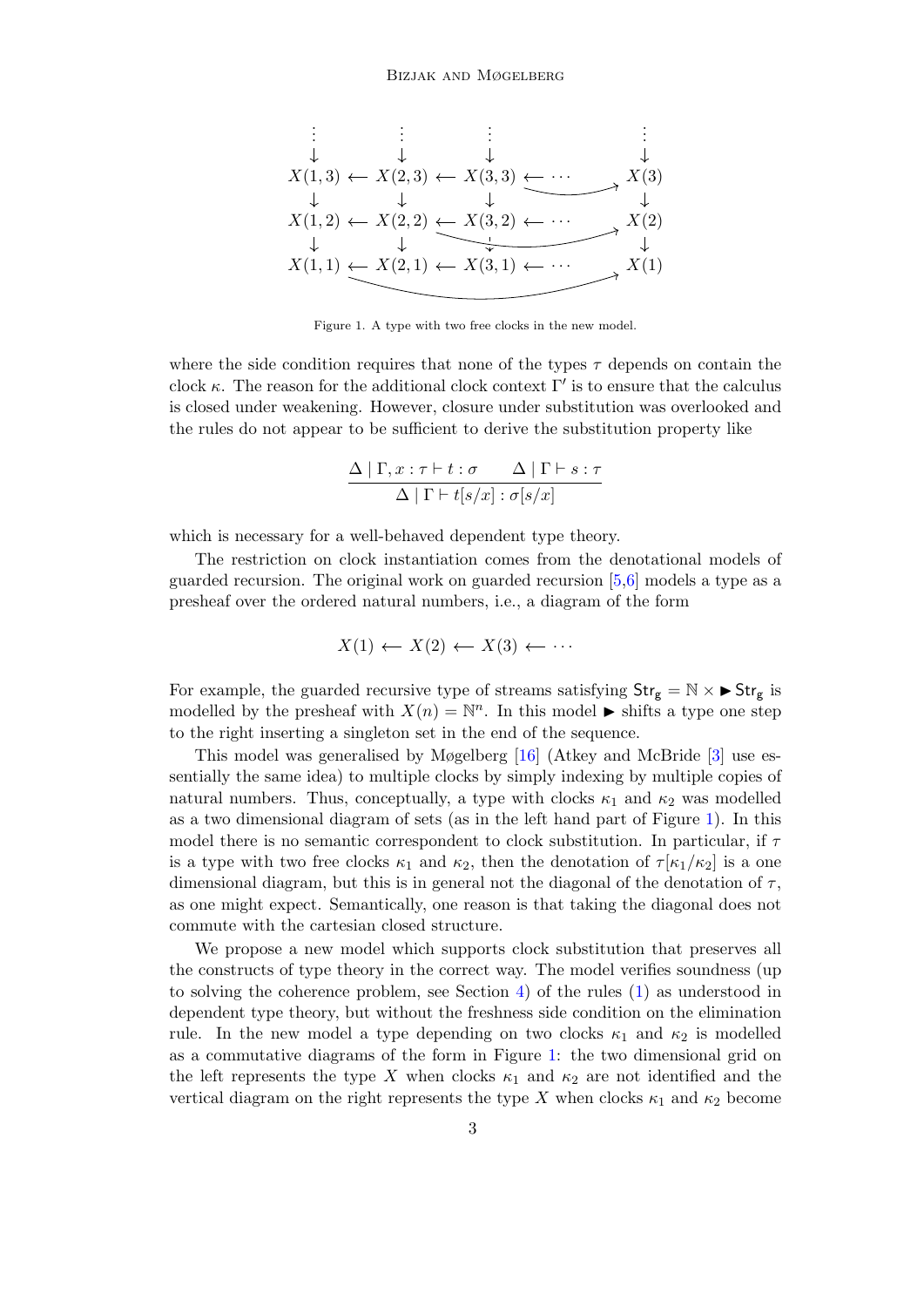$$
\begin{array}{ccccccc}
\vdots & & \vdots & & \vdots & & \vdots \\
\downarrow & & \downarrow & & \downarrow & & \downarrow \\
X(1,3) & \leftarrow & X(2,3) & \leftarrow & X(3,3) & \leftarrow \cdots & X(3) \\
\downarrow & & \downarrow & & \downarrow & & \downarrow \\
X(1,2) & \leftarrow & X(2,2) & \leftarrow & X(3,2) & \leftarrow \cdots & X(2) \\
\downarrow & & \downarrow & & \downarrow & & \downarrow \\
X(1,1) & \leftarrow & X(2,1) & \leftarrow & X(3,1) & \leftarrow \cdots & X(1)
\end{array}
$$

Figure 1. A type with two free clocks in the new model.

where the side condition requires that none of the types $\tau$ depends on contain the clock $\kappa$. The reason for the additional clock context $\Gamma'$ is to ensure that the calculus is closed under weakening. However, closure under substitution was overlooked and the rules do not appear to be sufficient to derive the substitution property like

$$
\frac{\Delta \mid \Gamma, x : \tau \vdash t : \sigma \qquad \Delta \mid \Gamma \vdash s : \tau}{\Delta \mid \Gamma \vdash t[s/x] : \sigma[s/x]}
$$

which is necessary for a well-behaved dependent type theory.

The restriction on clock instantiation comes from the denotational models of guarded recursion. The original work on guarded recursion [5,6] models a type as a presheaf over the ordered natural numbers, i.e., a diagram of the form

$$
X(1) \longleftarrow X(2) \longleftarrow X(3) \longleftarrow \cdots
$$

For example, the guarded recursive type of streams satisfying $\mathsf{Str_g} = \mathbb{N} \times \blacktriangleright \mathsf{Str_g}$ is modelled by the presheaf with $X(n) = \mathbb{N}^n$. In this model $\blacktriangleright$ shifts a type one step to the right inserting a singleton set in the end of the sequence.

This model was generalised by Møgelberg [16] (Atkey and McBride [3] use essentially the same idea) to multiple clocks by simply indexing by multiple copies of natural numbers. Thus, conceptually, a type with clocks $\kappa_1$ and $\kappa_2$ was modelled as a two dimensional diagram of sets (as in the left hand part of Figure 1). In this model there is no semantic correspondent to clock substitution. In particular, if $\tau$ is a type with two free clocks $\kappa_1$ and $\kappa_2$, then the denotation of $\tau[\kappa_1/\kappa_2]$ is a one dimensional diagram, but this is in general not the diagonal of the denotation of $\tau$, as one might expect. Semantically, one reason is that taking the diagonal does not commute with the cartesian closed structure.

We propose a new model which supports clock substitution that preserves all the constructs of type theory in the correct way. The model verifies soundness (up to solving the coherence problem, see Section 4) of the rules (1) as understood in dependent type theory, but without the freshness side condition on the elimination rule. In the new model a type depending on two clocks $\kappa_1$ and $\kappa_2$ is modelled as a commutative diagrams of the form in Figure 1: the two dimensional grid on the left represents the type $X$ when clocks $\kappa_1$ and $\kappa_2$ are not identified and the vertical diagram on the right represents the type $X$ when clocks $\kappa_1$ and $\kappa_2$ become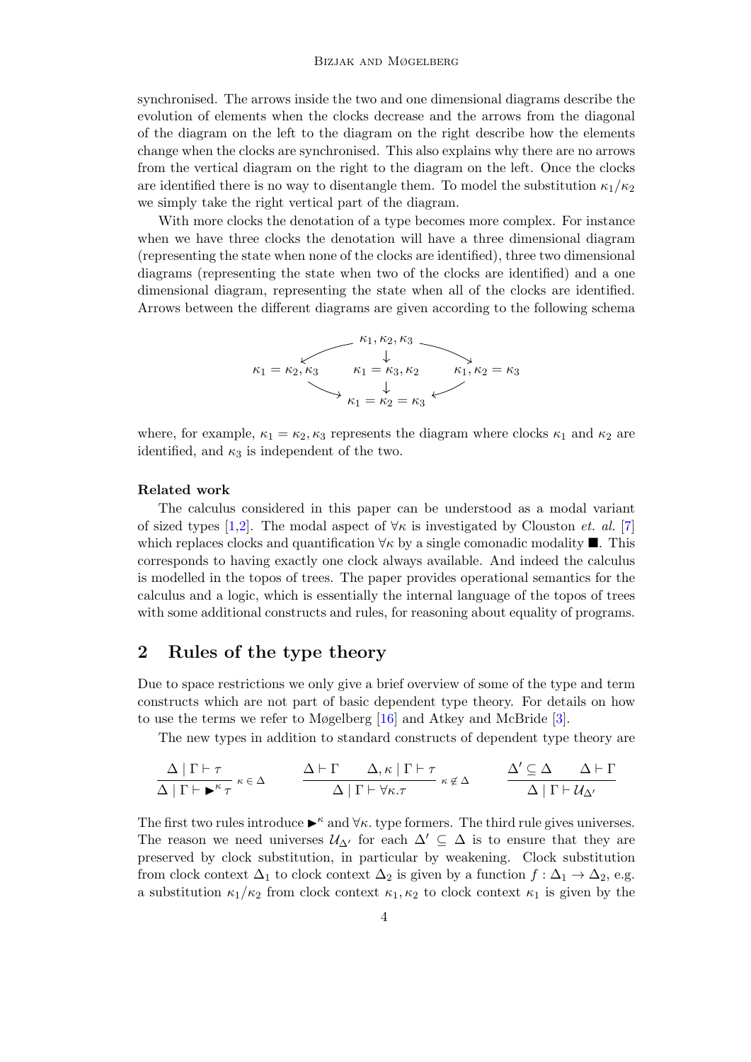synchronised. The arrows inside the two and one dimensional diagrams describe the evolution of elements when the clocks decrease and the arrows from the diagonal of the diagram on the left to the diagram on the right describe how the elements change when the clocks are synchronised. This also explains why there are no arrows from the vertical diagram on the right to the diagram on the left. Once the clocks are identified there is no way to disentangle them. To model the substitution $\kappa_1/\kappa_2$ we simply take the right vertical part of the diagram.

With more clocks the denotation of a type becomes more complex. For instance when we have three clocks the denotation will have a three dimensional diagram (representing the state when none of the clocks are identified), three two dimensional diagrams (representing the state when two of the clocks are identified) and a one dimensional diagram, representing the state when all of the clocks are identified. Arrows between the different diagrams are given according to the following schema

$$
\begin{array}{ccccc}
 & \swarrow & \kappa_1, \kappa_2, \kappa_3 & \searrow & \\
\kappa_1 = \kappa_2, \kappa_3 & & \kappa_1 = \kappa_3, \kappa_2 & & \kappa_1, \kappa_2 = \kappa_3 \\
 & \searrow & \kappa_1 = \kappa_2 = \kappa_3 & \swarrow &
\end{array}
$$

(with vertical arrows $\kappa_1, \kappa_2, \kappa_3 \to \kappa_1 = \kappa_3, \kappa_2 \to \kappa_1 = \kappa_2 = \kappa_3$)

where, for example, $\kappa_1 = \kappa_2, \kappa_3$ represents the diagram where clocks $\kappa_1$ and $\kappa_2$ are identified, and $\kappa_3$ is independent of the two.

**Related work**

The calculus considered in this paper can be understood as a modal variant of sized types [1,2]. The modal aspect of $\forall\kappa$ is investigated by Clouston *et. al.* [7] which replaces clocks and quantification $\forall\kappa$ by a single comonadic modality $\blacksquare$. This corresponds to having exactly one clock always available. And indeed the calculus is modelled in the topos of trees. The paper provides operational semantics for the calculus and a logic, which is essentially the internal language of the topos of trees with some additional constructs and rules, for reasoning about equality of programs.

## 2 Rules of the type theory

Due to space restrictions we only give a brief overview of some of the type and term constructs which are not part of basic dependent type theory. For details on how to use the terms we refer to Møgelberg [16] and Atkey and McBride [3].

The new types in addition to standard constructs of dependent type theory are

$$
\frac{\Delta \mid \Gamma \vdash \tau}{\Delta \mid \Gamma \vdash \blacktriangleright^{\kappa} \tau}\ \kappa \in \Delta
\qquad
\frac{\Delta \vdash \Gamma \qquad \Delta, \kappa \mid \Gamma \vdash \tau}{\Delta \mid \Gamma \vdash \forall \kappa . \tau}\ \kappa \notin \Delta
\qquad
\frac{\Delta' \subseteq \Delta \qquad \Delta \vdash \Gamma}{\Delta \mid \Gamma \vdash \mathcal{U}_{\Delta'}}
$$

The first two rules introduce $\blacktriangleright^{\kappa}$ and $\forall\kappa$. type formers. The third rule gives universes. The reason we need universes $\mathcal{U}_{\Delta'}$ for each $\Delta' \subseteq \Delta$ is to ensure that they are preserved by clock substitution, in particular by weakening. Clock substitution from clock context $\Delta_1$ to clock context $\Delta_2$ is given by a function $f : \Delta_1 \to \Delta_2$, e.g. a substitution $\kappa_1/\kappa_2$ from clock context $\kappa_1, \kappa_2$ to clock context $\kappa_1$ is given by the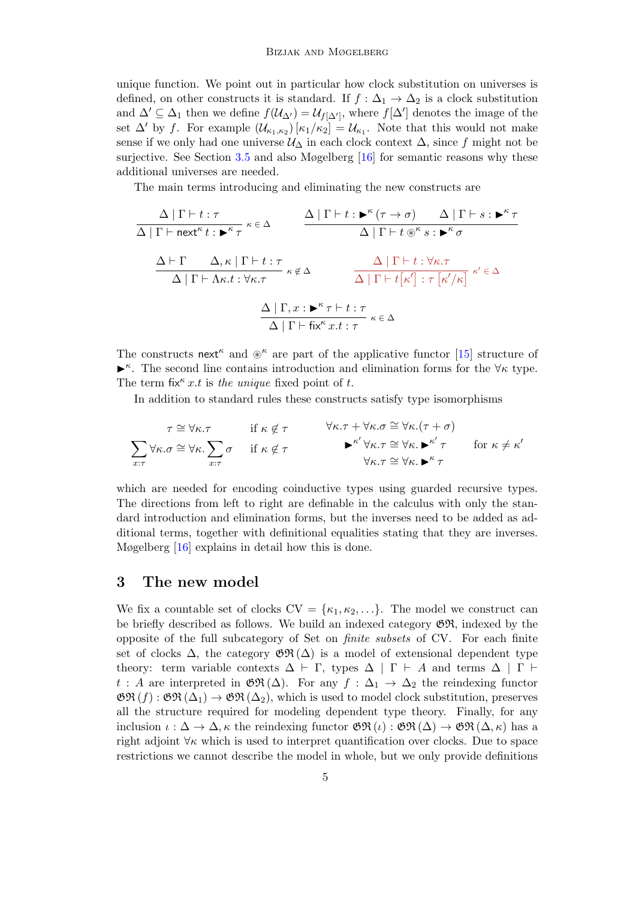unique function. We point out in particular how clock substitution on universes is defined, on other constructs it is standard. If $f : \Delta_1 \to \Delta_2$ is a clock substitution and $\Delta' \subseteq \Delta_1$ then we define $f(\mathcal{U}_{\Delta'}) = \mathcal{U}_{f[\Delta']}$, where $f[\Delta']$ denotes the image of the set $\Delta'$ by $f$. For example $(\mathcal{U}_{\kappa_1,\kappa_2})[\kappa_1/\kappa_2] = \mathcal{U}_{\kappa_1}$. Note that this would not make sense if we only had one universe $\mathcal{U}_\Delta$ in each clock context $\Delta$, since $f$ might not be surjective. See Section 3.5 and also Møgelberg [16] for semantic reasons why these additional universes are needed.

The main terms introducing and eliminating the new constructs are

$$\frac{\Delta \mid \Gamma \vdash t : \tau}{\Delta \mid \Gamma \vdash \mathsf{next}^\kappa\, t : \blacktriangleright^\kappa \tau}\ \kappa \in \Delta \qquad \frac{\Delta \mid \Gamma \vdash t : \blacktriangleright^\kappa (\tau \to \sigma) \qquad \Delta \mid \Gamma \vdash s : \blacktriangleright^\kappa \tau}{\Delta \mid \Gamma \vdash t \circledast^\kappa s : \blacktriangleright^\kappa \sigma}$$

$$\frac{\Delta \vdash \Gamma \qquad \Delta, \kappa \mid \Gamma \vdash t : \tau}{\Delta \mid \Gamma \vdash \Lambda\kappa.t : \forall\kappa.\tau}\ \kappa \notin \Delta \qquad \frac{\Delta \mid \Gamma \vdash t : \forall\kappa.\tau}{\Delta \mid \Gamma \vdash t[\kappa'] : \tau[\kappa'/\kappa]}\ \kappa' \in \Delta$$

$$\frac{\Delta \mid \Gamma, x : \blacktriangleright^\kappa \tau \vdash t : \tau}{\Delta \mid \Gamma \vdash \mathsf{fix}^\kappa\, x.t : \tau}\ \kappa \in \Delta$$

The constructs $\mathsf{next}^\kappa$ and $\circledast^\kappa$ are part of the applicative functor [15] structure of $\blacktriangleright^\kappa$. The second line contains introduction and elimination forms for the $\forall\kappa$ type. The term $\mathsf{fix}^\kappa\, x.t$ is *the unique* fixed point of $t$.

In addition to standard rules these constructs satisfy type isomorphisms

$$\begin{array}{llll}
\tau \cong \forall\kappa.\tau & \text{if } \kappa \notin \tau & \forall\kappa.\tau + \forall\kappa.\sigma \cong \forall\kappa.(\tau + \sigma) & \\
\sum_{x:\tau} \forall\kappa.\sigma \cong \forall\kappa.\sum_{x:\tau} \sigma & \text{if } \kappa \notin \tau & \blacktriangleright^{\kappa'} \forall\kappa.\tau \cong \forall\kappa.\blacktriangleright^{\kappa'} \tau & \text{for } \kappa \neq \kappa' \\
 & & \forall\kappa.\tau \cong \forall\kappa.\blacktriangleright^\kappa \tau &
\end{array}$$

which are needed for encoding coinductive types using guarded recursive types. The directions from left to right are definable in the calculus with only the standard introduction and elimination forms, but the inverses need to be added as additional terms, together with definitional equalities stating that they are inverses. Møgelberg [16] explains in detail how this is done.

## 3 The new model

We fix a countable set of clocks $\mathrm{CV} = \{\kappa_1, \kappa_2, \ldots\}$. The model we construct can be briefly described as follows. We build an indexed category $\mathfrak{GR}$, indexed by the opposite of the full subcategory of Set on *finite subsets* of CV. For each finite set of clocks $\Delta$, the category $\mathfrak{GR}(\Delta)$ is a model of extensional dependent type theory: term variable contexts $\Delta \vdash \Gamma$, types $\Delta \mid \Gamma \vdash A$ and terms $\Delta \mid \Gamma \vdash t : A$ are interpreted in $\mathfrak{GR}(\Delta)$. For any $f : \Delta_1 \to \Delta_2$ the reindexing functor $\mathfrak{GR}(f) : \mathfrak{GR}(\Delta_1) \to \mathfrak{GR}(\Delta_2)$, which is used to model clock substitution, preserves all the structure required for modeling dependent type theory. Finally, for any inclusion $\iota : \Delta \to \Delta, \kappa$ the reindexing functor $\mathfrak{GR}(\iota) : \mathfrak{GR}(\Delta) \to \mathfrak{GR}(\Delta, \kappa)$ has a right adjoint $\forall\kappa$ which is used to interpret quantification over clocks. Due to space restrictions we cannot describe the model in whole, but we only provide definitions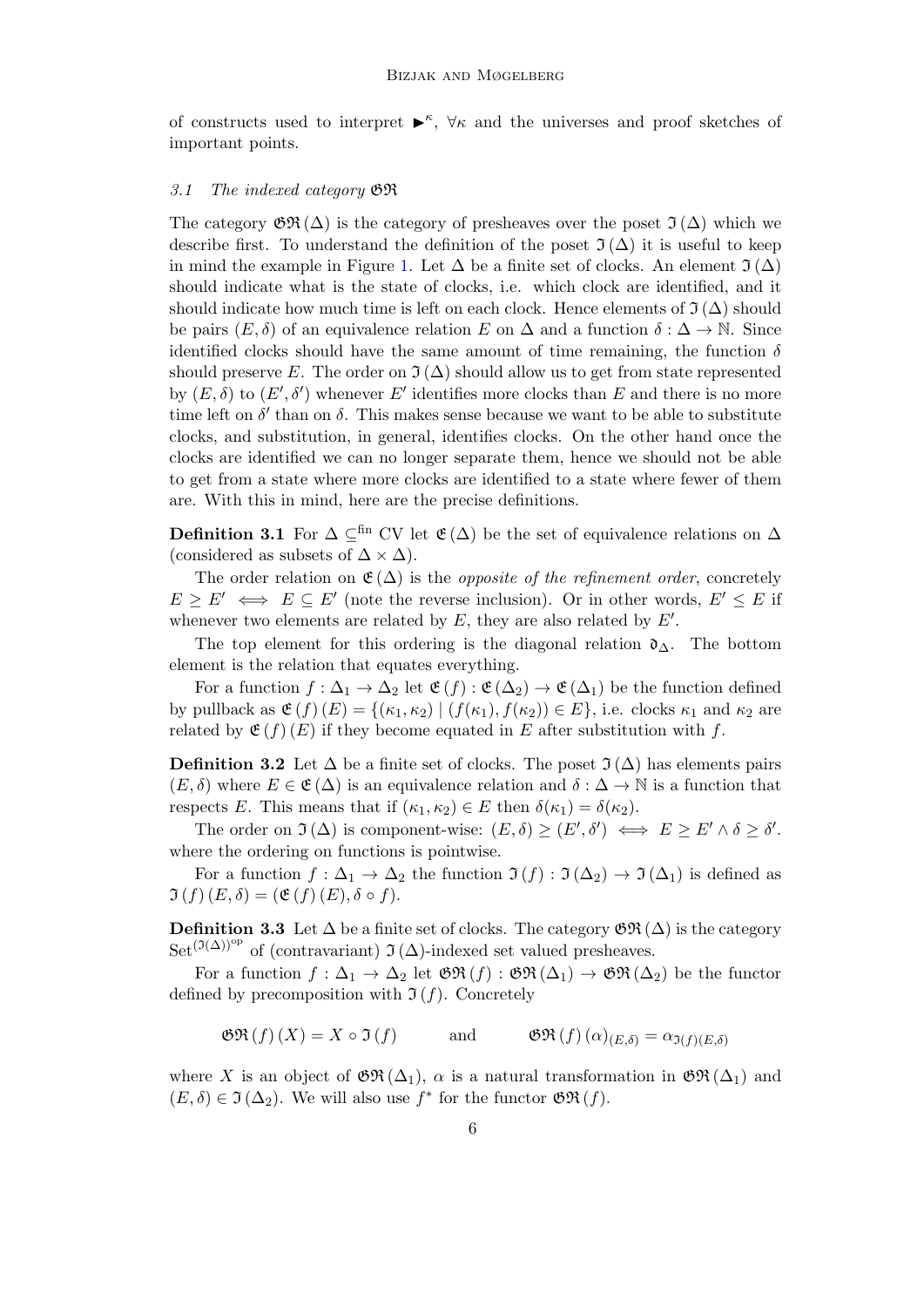of constructs used to interpret $\blacktriangleright^\kappa$, $\forall\kappa$ and the universes and proof sketches of important points.

### *3.1 The indexed category* $\mathfrak{GR}$

The category $\mathfrak{GR}(\Delta)$ is the category of presheaves over the poset $\mathfrak{I}(\Delta)$ which we describe first. To understand the definition of the poset $\mathfrak{I}(\Delta)$ it is useful to keep in mind the example in Figure 1. Let $\Delta$ be a finite set of clocks. An element $\mathfrak{I}(\Delta)$ should indicate what is the state of clocks, i.e. which clock are identified, and it should indicate how much time is left on each clock. Hence elements of $\mathfrak{I}(\Delta)$ should be pairs $(E, \delta)$ of an equivalence relation $E$ on $\Delta$ and a function $\delta : \Delta \to \mathbb{N}$. Since identified clocks should have the same amount of time remaining, the function $\delta$ should preserve $E$. The order on $\mathfrak{I}(\Delta)$ should allow us to get from state represented by $(E, \delta)$ to $(E', \delta')$ whenever $E'$ identifies more clocks than $E$ and there is no more time left on $\delta'$ than on $\delta$. This makes sense because we want to be able to substitute clocks, and substitution, in general, identifies clocks. On the other hand once the clocks are identified we can no longer separate them, hence we should not be able to get from a state where more clocks are identified to a state where fewer of them are. With this in mind, here are the precise definitions.

**Definition 3.1** For $\Delta \subseteq^{\text{fin}} \text{CV}$ let $\mathfrak{E}(\Delta)$ be the set of equivalence relations on $\Delta$ (considered as subsets of $\Delta \times \Delta$).

The order relation on $\mathfrak{E}(\Delta)$ is the *opposite of the refinement order*, concretely $E \geq E' \iff E \subseteq E'$ (note the reverse inclusion). Or in other words, $E' \leq E$ if whenever two elements are related by $E$, they are also related by $E'$.

The top element for this ordering is the diagonal relation $\mathfrak{d}_\Delta$. The bottom element is the relation that equates everything.

For a function $f : \Delta_1 \to \Delta_2$ let $\mathfrak{E}(f) : \mathfrak{E}(\Delta_2) \to \mathfrak{E}(\Delta_1)$ be the function defined by pullback as $\mathfrak{E}(f)(E) = \{(\kappa_1, \kappa_2) \mid (f(\kappa_1), f(\kappa_2)) \in E\}$, i.e. clocks $\kappa_1$ and $\kappa_2$ are related by $\mathfrak{E}(f)(E)$ if they become equated in $E$ after substitution with $f$.

**Definition 3.2** Let $\Delta$ be a finite set of clocks. The poset $\mathfrak{I}(\Delta)$ has elements pairs $(E, \delta)$ where $E \in \mathfrak{E}(\Delta)$ is an equivalence relation and $\delta : \Delta \to \mathbb{N}$ is a function that respects $E$. This means that if $(\kappa_1, \kappa_2) \in E$ then $\delta(\kappa_1) = \delta(\kappa_2)$.

The order on $\mathfrak{I}(\Delta)$ is component-wise: $(E, \delta) \geq (E', \delta') \iff E \geq E' \wedge \delta \geq \delta'$. where the ordering on functions is pointwise.

For a function $f : \Delta_1 \to \Delta_2$ the function $\mathfrak{I}(f) : \mathfrak{I}(\Delta_2) \to \mathfrak{I}(\Delta_1)$ is defined as $\mathfrak{I}(f)(E, \delta) = (\mathfrak{E}(f)(E), \delta \circ f)$.

**Definition 3.3** Let $\Delta$ be a finite set of clocks. The category $\mathfrak{GR}(\Delta)$ is the category $\text{Set}^{(\mathfrak{I}(\Delta))^{\text{op}}}$ of (contravariant) $\mathfrak{I}(\Delta)$-indexed set valued presheaves.

For a function $f : \Delta_1 \to \Delta_2$ let $\mathfrak{GR}(f) : \mathfrak{GR}(\Delta_1) \to \mathfrak{GR}(\Delta_2)$ be the functor defined by precomposition with $\mathfrak{I}(f)$. Concretely

$$\mathfrak{GR}(f)(X) = X \circ \mathfrak{I}(f) \qquad \text{and} \qquad \mathfrak{GR}(f)(\alpha)_{(E,\delta)} = \alpha_{\mathfrak{I}(f)(E,\delta)}$$

where $X$ is an object of $\mathfrak{GR}(\Delta_1)$, $\alpha$ is a natural transformation in $\mathfrak{GR}(\Delta_1)$ and $(E, \delta) \in \mathfrak{I}(\Delta_2)$. We will also use $f^*$ for the functor $\mathfrak{GR}(f)$.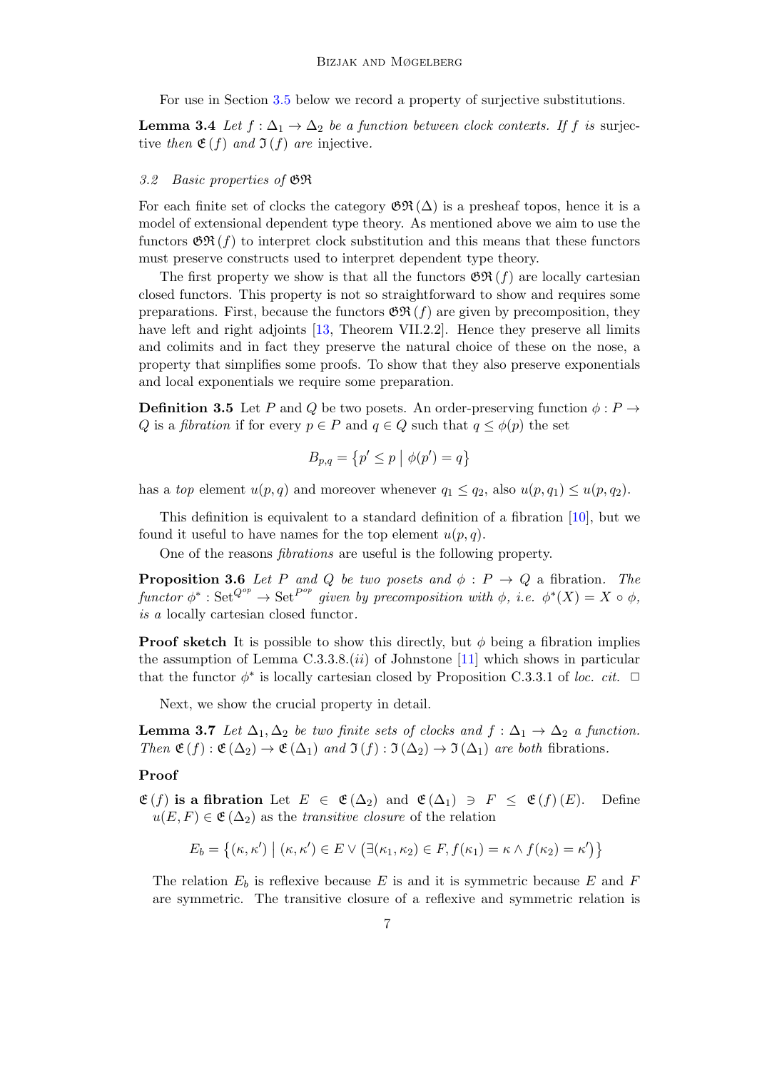For use in Section 3.5 below we record a property of surjective substitutions.

**Lemma 3.4** *Let $f : \Delta_1 \to \Delta_2$ be a function between clock contexts. If $f$ is* surjective *then $\mathfrak{E}(f)$ and $\mathfrak{I}(f)$ are* injective.

### 3.2 Basic properties of $\mathfrak{GR}$

For each finite set of clocks the category $\mathfrak{GR}(\Delta)$ is a presheaf topos, hence it is a model of extensional dependent type theory. As mentioned above we aim to use the functors $\mathfrak{GR}(f)$ to interpret clock substitution and this means that these functors must preserve constructs used to interpret dependent type theory.

The first property we show is that all the functors $\mathfrak{GR}(f)$ are locally cartesian closed functors. This property is not so straightforward to show and requires some preparations. First, because the functors $\mathfrak{GR}(f)$ are given by precomposition, they have left and right adjoints [13, Theorem VII.2.2]. Hence they preserve all limits and colimits and in fact they preserve the natural choice of these on the nose, a property that simplifies some proofs. To show that they also preserve exponentials and local exponentials we require some preparation.

**Definition 3.5** Let $P$ and $Q$ be two posets. An order-preserving function $\phi : P \to Q$ is a *fibration* if for every $p \in P$ and $q \in Q$ such that $q \leq \phi(p)$ the set

$$B_{p,q} = \left\{ p' \leq p \;\middle|\; \phi(p') = q \right\}$$

has a *top* element $u(p, q)$ and moreover whenever $q_1 \leq q_2$, also $u(p, q_1) \leq u(p, q_2)$.

This definition is equivalent to a standard definition of a fibration [10], but we found it useful to have names for the top element $u(p, q)$.

One of the reasons *fibrations* are useful is the following property.

**Proposition 3.6** *Let $P$ and $Q$ be two posets and $\phi : P \to Q$ a fibration. The functor $\phi^* : \mathrm{Set}^{Q^{op}} \to \mathrm{Set}^{P^{op}}$ given by precomposition with $\phi$, i.e. $\phi^*(X) = X \circ \phi$, is a* locally cartesian closed functor.

**Proof sketch** It is possible to show this directly, but $\phi$ being a fibration implies the assumption of Lemma C.3.3.8.$(ii)$ of Johnstone [11] which shows in particular that the functor $\phi^*$ is locally cartesian closed by Proposition C.3.3.1 of *loc. cit.* $\square$

Next, we show the crucial property in detail.

**Lemma 3.7** *Let $\Delta_1, \Delta_2$ be two finite sets of clocks and $f : \Delta_1 \to \Delta_2$ a function. Then $\mathfrak{E}(f) : \mathfrak{E}(\Delta_2) \to \mathfrak{E}(\Delta_1)$ and $\mathfrak{I}(f) : \mathfrak{I}(\Delta_2) \to \mathfrak{I}(\Delta_1)$ are both* fibrations.

**Proof**

**$\mathfrak{E}(f)$ is a fibration** Let $E \in \mathfrak{E}(\Delta_2)$ and $\mathfrak{E}(\Delta_1) \ni F \leq \mathfrak{E}(f)(E)$. Define $u(E, F) \in \mathfrak{E}(\Delta_2)$ as the *transitive closure* of the relation

$$E_b = \left\{ (\kappa, \kappa') \;\middle|\; (\kappa, \kappa') \in E \vee \left(\exists (\kappa_1, \kappa_2) \in F, f(\kappa_1) = \kappa \wedge f(\kappa_2) = \kappa'\right) \right\}$$

The relation $E_b$ is reflexive because $E$ is and it is symmetric because $E$ and $F$ are symmetric. The transitive closure of a reflexive and symmetric relation is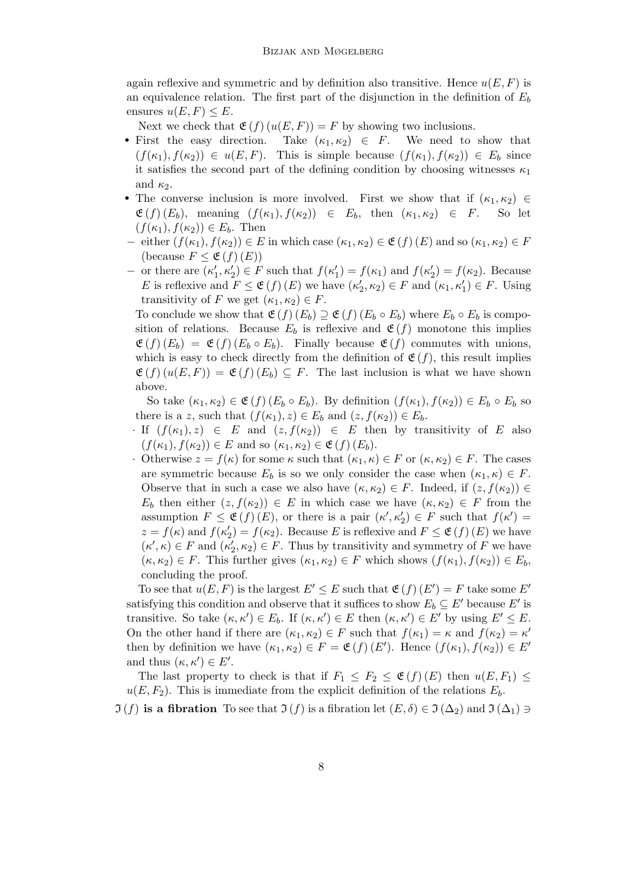again reflexive and symmetric and by definition also transitive. Hence $u(E,F)$ is an equivalence relation. The first part of the disjunction in the definition of $E_b$ ensures $u(E,F) \leq E$.

Next we check that $\mathfrak{E}(f)(u(E,F)) = F$ by showing two inclusions.

- First the easy direction. Take $(\kappa_1, \kappa_2) \in F$. We need to show that $(f(\kappa_1), f(\kappa_2)) \in u(E,F)$. This is simple because $(f(\kappa_1), f(\kappa_2)) \in E_b$ since it satisfies the second part of the defining condition by choosing witnesses $\kappa_1$ and $\kappa_2$.
- The converse inclusion is more involved. First we show that if $(\kappa_1, \kappa_2) \in \mathfrak{E}(f)(E_b)$, meaning $(f(\kappa_1), f(\kappa_2)) \in E_b$, then $(\kappa_1, \kappa_2) \in F$. So let $(f(\kappa_1), f(\kappa_2)) \in E_b$. Then
  - either $(f(\kappa_1), f(\kappa_2)) \in E$ in which case $(\kappa_1, \kappa_2) \in \mathfrak{E}(f)(E)$ and so $(\kappa_1, \kappa_2) \in F$ (because $F \leq \mathfrak{E}(f)(E)$)
  - or there are $(\kappa_1', \kappa_2') \in F$ such that $f(\kappa_1') = f(\kappa_1)$ and $f(\kappa_2') = f(\kappa_2)$. Because $E$ is reflexive and $F \leq \mathfrak{E}(f)(E)$ we have $(\kappa_2', \kappa_2) \in F$ and $(\kappa_1, \kappa_1') \in F$. Using transitivity of $F$ we get $(\kappa_1, \kappa_2) \in F$.

  To conclude we show that $\mathfrak{E}(f)(E_b) \supseteq \mathfrak{E}(f)(E_b \circ E_b)$ where $E_b \circ E_b$ is composition of relations. Because $E_b$ is reflexive and $\mathfrak{E}(f)$ monotone this implies $\mathfrak{E}(f)(E_b) = \mathfrak{E}(f)(E_b \circ E_b)$. Finally because $\mathfrak{E}(f)$ commutes with unions, which is easy to check directly from the definition of $\mathfrak{E}(f)$, this result implies $\mathfrak{E}(f)(u(E,F)) = \mathfrak{E}(f)(E_b) \subseteq F$. The last inclusion is what we have shown above.

  So take $(\kappa_1, \kappa_2) \in \mathfrak{E}(f)(E_b \circ E_b)$. By definition $(f(\kappa_1), f(\kappa_2)) \in E_b \circ E_b$ so there is a $z$, such that $(f(\kappa_1), z) \in E_b$ and $(z, f(\kappa_2)) \in E_b$.
  - If $(f(\kappa_1), z) \in E$ and $(z, f(\kappa_2)) \in E$ then by transitivity of $E$ also $(f(\kappa_1), f(\kappa_2)) \in E$ and so $(\kappa_1, \kappa_2) \in \mathfrak{E}(f)(E_b)$.
  - Otherwise $z = f(\kappa)$ for some $\kappa$ such that $(\kappa_1, \kappa) \in F$ or $(\kappa, \kappa_2) \in F$. The cases are symmetric because $E_b$ is so we only consider the case when $(\kappa_1, \kappa) \in F$. Observe that in such a case we also have $(\kappa, \kappa_2) \in F$. Indeed, if $(z, f(\kappa_2)) \in E_b$ then either $(z, f(\kappa_2)) \in E$ in which case we have $(\kappa, \kappa_2) \in F$ from the assumption $F \leq \mathfrak{E}(f)(E)$, or there is a pair $(\kappa', \kappa_2') \in F$ such that $f(\kappa') = z = f(\kappa)$ and $f(\kappa_2') = f(\kappa_2)$. Because $E$ is reflexive and $F \leq \mathfrak{E}(f)(E)$ we have $(\kappa', \kappa) \in F$ and $(\kappa_2', \kappa_2) \in F$. Thus by transitivity and symmetry of $F$ we have $(\kappa, \kappa_2) \in F$. This further gives $(\kappa_1, \kappa_2) \in F$ which shows $(f(\kappa_1), f(\kappa_2)) \in E_b$, concluding the proof.

To see that $u(E,F)$ is the largest $E' \leq E$ such that $\mathfrak{E}(f)(E') = F$ take some $E'$ satisfying this condition and observe that it suffices to show $E_b \subseteq E'$ because $E'$ is transitive. So take $(\kappa, \kappa') \in E_b$. If $(\kappa, \kappa') \in E$ then $(\kappa, \kappa') \in E'$ by using $E' \leq E$. On the other hand if there are $(\kappa_1, \kappa_2) \in F$ such that $f(\kappa_1) = \kappa$ and $f(\kappa_2) = \kappa'$ then by definition we have $(\kappa_1, \kappa_2) \in F = \mathfrak{E}(f)(E')$. Hence $(f(\kappa_1), f(\kappa_2)) \in E'$ and thus $(\kappa, \kappa') \in E'$.

The last property to check is that if $F_1 \leq F_2 \leq \mathfrak{E}(f)(E)$ then $u(E, F_1) \leq u(E, F_2)$. This is immediate from the explicit definition of the relations $E_b$.

**$\mathfrak{I}(f)$ is a fibration** To see that $\mathfrak{I}(f)$ is a fibration let $(E, \delta) \in \mathfrak{I}(\Delta_2)$ and $\mathfrak{I}(\Delta_1) \ni$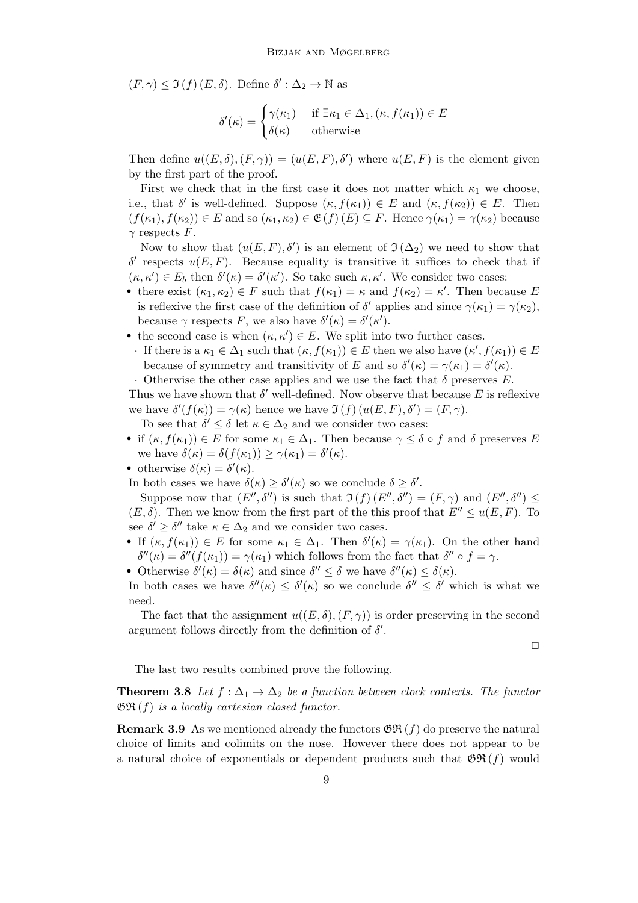$(F, \gamma) \leq \mathfrak{I}(f)(E, \delta)$. Define $\delta' : \Delta_2 \to \mathbb{N}$ as

$$\delta'(\kappa) = \begin{cases} \gamma(\kappa_1) & \text{if } \exists \kappa_1 \in \Delta_1, (\kappa, f(\kappa_1)) \in E \\ \delta(\kappa) & \text{otherwise} \end{cases}$$

Then define $u((E, \delta), (F, \gamma)) = (u(E, F), \delta')$ where $u(E, F)$ is the element given by the first part of the proof.

First we check that in the first case it does not matter which $\kappa_1$ we choose, i.e., that $\delta'$ is well-defined. Suppose $(\kappa, f(\kappa_1)) \in E$ and $(\kappa, f(\kappa_2)) \in E$. Then $(f(\kappa_1), f(\kappa_2)) \in E$ and so $(\kappa_1, \kappa_2) \in \mathfrak{E}(f)(E) \subseteq F$. Hence $\gamma(\kappa_1) = \gamma(\kappa_2)$ because $\gamma$ respects $F$.

Now to show that $(u(E, F), \delta')$ is an element of $\mathfrak{I}(\Delta_2)$ we need to show that $\delta'$ respects $u(E, F)$. Because equality is transitive it suffices to check that if $(\kappa, \kappa') \in E_b$ then $\delta'(\kappa) = \delta'(\kappa')$. So take such $\kappa, \kappa'$. We consider two cases:

- there exist $(\kappa_1, \kappa_2) \in F$ such that $f(\kappa_1) = \kappa$ and $f(\kappa_2) = \kappa'$. Then because $E$ is reflexive the first case of the definition of $\delta'$ applies and since $\gamma(\kappa_1) = \gamma(\kappa_2)$, because $\gamma$ respects $F$, we also have $\delta'(\kappa) = \delta'(\kappa')$.
- the second case is when $(\kappa, \kappa') \in E$. We split into two further cases.
  - If there is a $\kappa_1 \in \Delta_1$ such that $(\kappa, f(\kappa_1)) \in E$ then we also have $(\kappa', f(\kappa_1)) \in E$ because of symmetry and transitivity of $E$ and so $\delta'(\kappa) = \gamma(\kappa_1) = \delta'(\kappa)$.
  - Otherwise the other case applies and we use the fact that $\delta$ preserves $E$.

Thus we have shown that $\delta'$ well-defined. Now observe that because $E$ is reflexive we have $\delta'(f(\kappa)) = \gamma(\kappa)$ hence we have $\mathfrak{I}(f)(u(E, F), \delta') = (F, \gamma)$.

To see that $\delta' \leq \delta$ let $\kappa \in \Delta_2$ and we consider two cases:

- if $(\kappa, f(\kappa_1)) \in E$ for some $\kappa_1 \in \Delta_1$. Then because $\gamma \leq \delta \circ f$ and $\delta$ preserves $E$ we have $\delta(\kappa) = \delta(f(\kappa_1)) \geq \gamma(\kappa_1) = \delta'(\kappa)$.
- otherwise $\delta(\kappa) = \delta'(\kappa)$.

In both cases we have $\delta(\kappa) \geq \delta'(\kappa)$ so we conclude $\delta \geq \delta'$.

Suppose now that $(E'', \delta'')$ is such that $\mathfrak{I}(f)(E'', \delta'') = (F, \gamma)$ and $(E'', \delta'') \leq (E, \delta)$. Then we know from the first part of the this proof that $E'' \leq u(E, F)$. To see $\delta' \geq \delta''$ take $\kappa \in \Delta_2$ and we consider two cases.

- If $(\kappa, f(\kappa_1)) \in E$ for some $\kappa_1 \in \Delta_1$. Then $\delta'(\kappa) = \gamma(\kappa_1)$. On the other hand $\delta''(\kappa) = \delta''(f(\kappa_1)) = \gamma(\kappa_1)$ which follows from the fact that $\delta'' \circ f = \gamma$.
- Otherwise $\delta'(\kappa) = \delta(\kappa)$ and since $\delta'' \leq \delta$ we have $\delta''(\kappa) \leq \delta(\kappa)$.

In both cases we have $\delta''(\kappa) \leq \delta'(\kappa)$ so we conclude $\delta'' \leq \delta'$ which is what we need.

The fact that the assignment $u((E, \delta), (F, \gamma))$ is order preserving in the second argument follows directly from the definition of $\delta'$.

□

The last two results combined prove the following.

**Theorem 3.8** *Let $f : \Delta_1 \to \Delta_2$ be a function between clock contexts. The functor $\mathfrak{GR}(f)$ is a locally cartesian closed functor.*

**Remark 3.9** As we mentioned already the functors $\mathfrak{GR}(f)$ do preserve the natural choice of limits and colimits on the nose. However there does not appear to be a natural choice of exponentials or dependent products such that $\mathfrak{GR}(f)$ would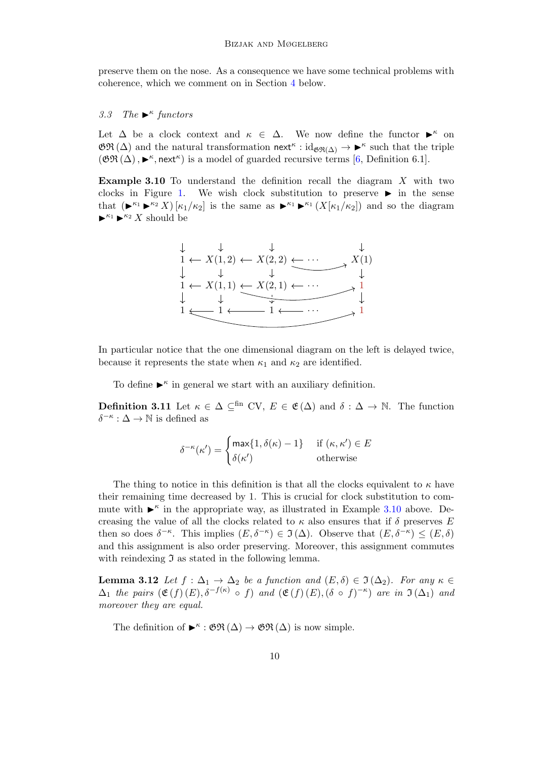preserve them on the nose. As a consequence we have some technical problems with coherence, which we comment on in Section 4 below.

### 3.3 The $\blacktriangleright^\kappa$ functors

Let $\Delta$ be a clock context and $\kappa \in \Delta$. We now define the functor $\blacktriangleright^\kappa$ on $\mathfrak{GR}(\Delta)$ and the natural transformation $\mathsf{next}^\kappa : \mathrm{id}_{\mathfrak{GR}(\Delta)} \to \blacktriangleright^\kappa$ such that the triple $(\mathfrak{GR}(\Delta), \blacktriangleright^\kappa, \mathsf{next}^\kappa)$ is a model of guarded recursive terms [6, Definition 6.1].

**Example 3.10** To understand the definition recall the diagram $X$ with two clocks in Figure 1. We wish clock substitution to preserve $\blacktriangleright$ in the sense that $(\blacktriangleright^{\kappa_1} \blacktriangleright^{\kappa_2} X)[\kappa_1/\kappa_2]$ is the same as $\blacktriangleright^{\kappa_1} \blacktriangleright^{\kappa_1} (X[\kappa_1/\kappa_2])$ and so the diagram $\blacktriangleright^{\kappa_1} \blacktriangleright^{\kappa_2} X$ should be

$$
\begin{array}{ccccccccc}
\downarrow & & \downarrow & & \downarrow & & & & \downarrow \\
1 & \leftarrow & X(1,2) & \leftarrow & X(2,2) & \leftarrow & \cdots & & X(1) \\
\downarrow & & \downarrow & & \downarrow & & & & \downarrow \\
1 & \leftarrow & X(1,1) & \leftarrow & X(2,1) & \leftarrow & \cdots & & 1 \\
\downarrow & & \downarrow & & \downarrow & & & & \downarrow \\
1 & \leftarrow & 1 & \leftarrow & 1 & \leftarrow & \cdots & & 1
\end{array}
$$

In particular notice that the one dimensional diagram on the left is delayed twice, because it represents the state when $\kappa_1$ and $\kappa_2$ are identified.

To define $\blacktriangleright^\kappa$ in general we start with an auxiliary definition.

**Definition 3.11** Let $\kappa \in \Delta \subseteq^{\mathrm{fin}} \mathrm{CV}$, $E \in \mathfrak{E}(\Delta)$ and $\delta : \Delta \to \mathbb{N}$. The function $\delta^{-\kappa} : \Delta \to \mathbb{N}$ is defined as

$$
\delta^{-\kappa}(\kappa') = \begin{cases} \max\{1, \delta(\kappa) - 1\} & \text{if } (\kappa, \kappa') \in E \\ \delta(\kappa') & \text{otherwise} \end{cases}
$$

The thing to notice in this definition is that all the clocks equivalent to $\kappa$ have their remaining time decreased by 1. This is crucial for clock substitution to commute with $\blacktriangleright^\kappa$ in the appropriate way, as illustrated in Example 3.10 above. Decreasing the value of all the clocks related to $\kappa$ also ensures that if $\delta$ preserves $E$ then so does $\delta^{-\kappa}$. This implies $(E, \delta^{-\kappa}) \in \mathfrak{I}(\Delta)$. Observe that $(E, \delta^{-\kappa}) \leq (E, \delta)$ and this assignment is also order preserving. Moreover, this assignment commutes with reindexing $\mathfrak{I}$ as stated in the following lemma.

**Lemma 3.12** *Let $f : \Delta_1 \to \Delta_2$ be a function and $(E, \delta) \in \mathfrak{I}(\Delta_2)$. For any $\kappa \in \Delta_1$ the pairs $(\mathfrak{E}(f)(E), \delta^{-f(\kappa)} \circ f)$ and $(\mathfrak{E}(f)(E), (\delta \circ f)^{-\kappa})$ are in $\mathfrak{I}(\Delta_1)$ and moreover they are equal.*

The definition of $\blacktriangleright^\kappa : \mathfrak{GR}(\Delta) \to \mathfrak{GR}(\Delta)$ is now simple.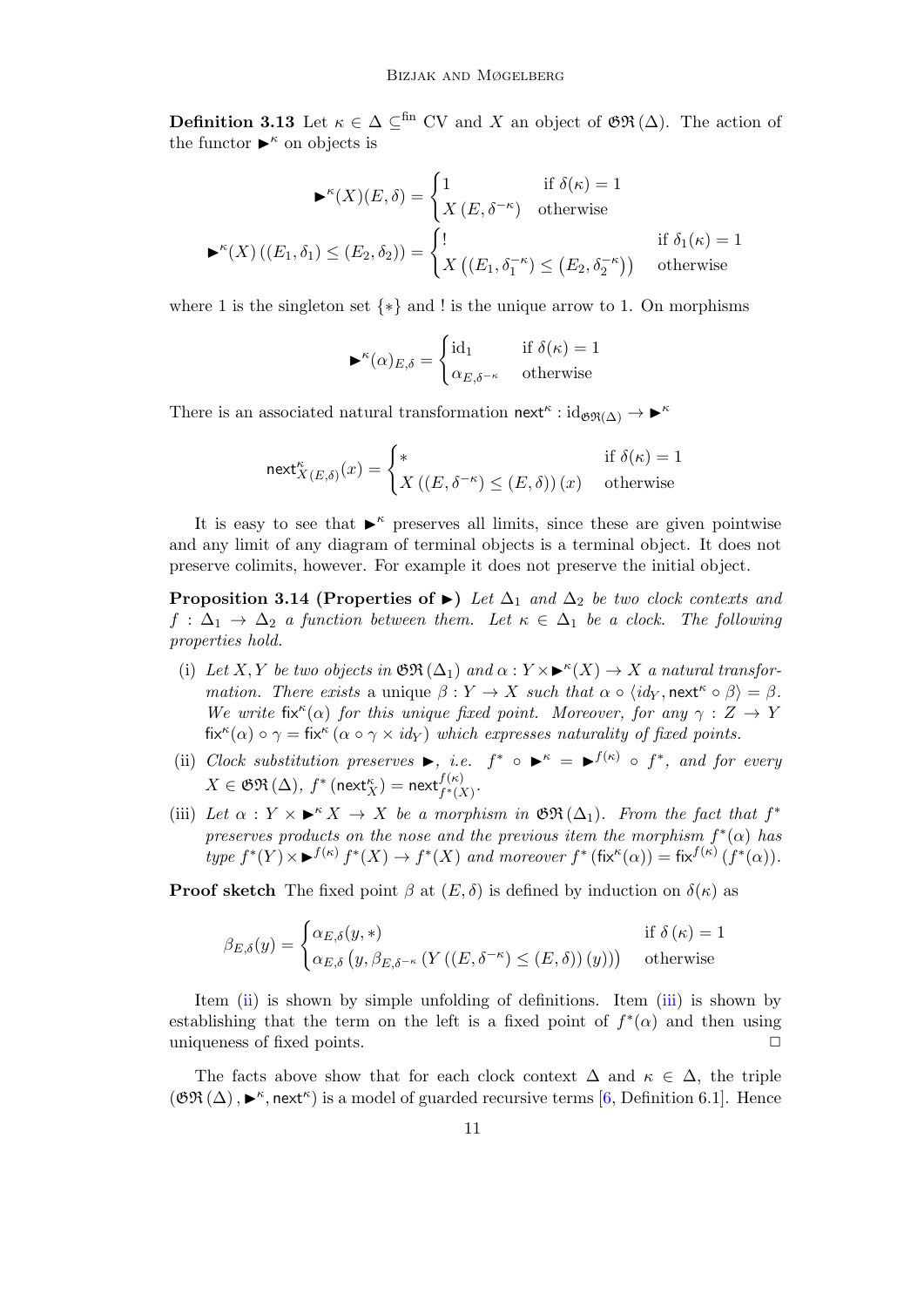**Definition 3.13** Let $\kappa \in \Delta \subseteq^{\text{fin}} \text{CV}$ and $X$ an object of $\mathfrak{GR}(\Delta)$. The action of the functor $\blacktriangleright^\kappa$ on objects is

$$\blacktriangleright^\kappa(X)(E,\delta) = \begin{cases} 1 & \text{if } \delta(\kappa) = 1 \\ X(E, \delta^{-\kappa}) & \text{otherwise} \end{cases}$$

$$\blacktriangleright^\kappa(X)\left((E_1,\delta_1) \leq (E_2,\delta_2)\right) = \begin{cases} ! & \text{if } \delta_1(\kappa) = 1 \\ X\left((E_1, \delta_1^{-\kappa}) \leq (E_2, \delta_2^{-\kappa})\right) & \text{otherwise} \end{cases}$$

where 1 is the singleton set $\{*\}$ and ! is the unique arrow to 1. On morphisms

$$\blacktriangleright^\kappa(\alpha)_{E,\delta} = \begin{cases} \text{id}_1 & \text{if } \delta(\kappa) = 1 \\ \alpha_{E,\delta^{-\kappa}} & \text{otherwise} \end{cases}$$

There is an associated natural transformation $\mathsf{next}^\kappa : \text{id}_{\mathfrak{GR}(\Delta)} \to \blacktriangleright^\kappa$

$$\mathsf{next}^\kappa_{X(E,\delta)}(x) = \begin{cases} * & \text{if } \delta(\kappa) = 1 \\ X\left((E,\delta^{-\kappa}) \leq (E,\delta)\right)(x) & \text{otherwise} \end{cases}$$

It is easy to see that $\blacktriangleright^\kappa$ preserves all limits, since these are given pointwise and any limit of any diagram of terminal objects is a terminal object. It does not preserve colimits, however. For example it does not preserve the initial object.

**Proposition 3.14 (Properties of $\blacktriangleright$)** *Let $\Delta_1$ and $\Delta_2$ be two clock contexts and $f : \Delta_1 \to \Delta_2$ a function between them. Let $\kappa \in \Delta_1$ be a clock. The following properties hold.*

(i) *Let $X, Y$ be two objects in $\mathfrak{GR}(\Delta_1)$ and $\alpha : Y \times \blacktriangleright^\kappa(X) \to X$ a natural transformation. There exists* a unique *$\beta : Y \to X$ such that $\alpha \circ \langle id_Y, \mathsf{next}^\kappa \circ \beta\rangle = \beta$. We write $\mathsf{fix}^\kappa(\alpha)$ for this unique fixed point. Moreover, for any $\gamma : Z \to Y$ $\mathsf{fix}^\kappa(\alpha) \circ \gamma = \mathsf{fix}^\kappa(\alpha \circ \gamma \times id_Y)$ which expresses naturality of fixed points.*

(ii) *Clock substitution preserves $\blacktriangleright$, i.e. $f^* \circ \blacktriangleright^\kappa = \blacktriangleright^{f(\kappa)} \circ f^*$, and for every $X \in \mathfrak{GR}(\Delta)$, $f^*(\mathsf{next}^\kappa_X) = \mathsf{next}^{f(\kappa)}_{f^*(X)}$.*

(iii) *Let $\alpha : Y \times \blacktriangleright^\kappa X \to X$ be a morphism in $\mathfrak{GR}(\Delta_1)$. From the fact that $f^*$ preserves products on the nose and the previous item the morphism $f^*(\alpha)$ has type $f^*(Y) \times \blacktriangleright^{f(\kappa)} f^*(X) \to f^*(X)$ and moreover $f^*(\mathsf{fix}^\kappa(\alpha)) = \mathsf{fix}^{f(\kappa)}(f^*(\alpha))$.*

**Proof sketch** The fixed point $\beta$ at $(E,\delta)$ is defined by induction on $\delta(\kappa)$ as

$$\beta_{E,\delta}(y) = \begin{cases} \alpha_{E,\delta}(y, *) & \text{if } \delta(\kappa) = 1 \\ \alpha_{E,\delta}\left(y, \beta_{E,\delta^{-\kappa}}\left(Y\left((E,\delta^{-\kappa}) \leq (E,\delta)\right)(y)\right)\right) & \text{otherwise} \end{cases}$$

Item (ii) is shown by simple unfolding of definitions. Item (iii) is shown by establishing that the term on the left is a fixed point of $f^*(\alpha)$ and then using uniqueness of fixed points. □

The facts above show that for each clock context $\Delta$ and $\kappa \in \Delta$, the triple $(\mathfrak{GR}(\Delta), \blacktriangleright^\kappa, \mathsf{next}^\kappa)$ is a model of guarded recursive terms [6, Definition 6.1]. Hence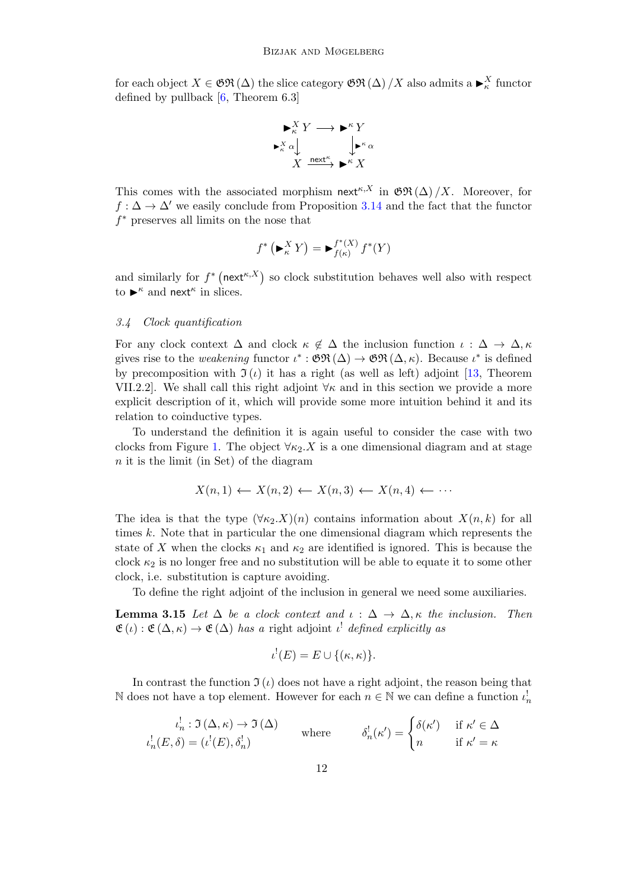for each object $X \in \mathfrak{GR}(\Delta)$ the slice category $\mathfrak{GR}(\Delta)/X$ also admits a $\blacktriangleright^X_\kappa$ functor defined by pullback [6, Theorem 6.3]

$$\begin{array}{ccc} \blacktriangleright^X_\kappa Y & \longrightarrow & \blacktriangleright^\kappa Y \\ {\scriptstyle \blacktriangleright^X_\kappa \alpha}\downarrow & & \downarrow{\scriptstyle \blacktriangleright^\kappa \alpha} \\ X & \xrightarrow{\mathsf{next}^\kappa} & \blacktriangleright^\kappa X \end{array}$$

This comes with the associated morphism $\mathsf{next}^{\kappa,X}$ in $\mathfrak{GR}(\Delta)/X$. Moreover, for $f : \Delta \to \Delta'$ we easily conclude from Proposition 3.14 and the fact that the functor $f^*$ preserves all limits on the nose that

$$f^*\left(\blacktriangleright^X_\kappa Y\right) = \blacktriangleright^{f^*(X)}_{f(\kappa)} f^*(Y)$$

and similarly for $f^*\left(\mathsf{next}^{\kappa,X}\right)$ so clock substitution behaves well also with respect to $\blacktriangleright^\kappa$ and $\mathsf{next}^\kappa$ in slices.

### 3.4 Clock quantification

For any clock context $\Delta$ and clock $\kappa \notin \Delta$ the inclusion function $\iota : \Delta \to \Delta, \kappa$ gives rise to the *weakening* functor $\iota^* : \mathfrak{GR}(\Delta) \to \mathfrak{GR}(\Delta, \kappa)$. Because $\iota^*$ is defined by precomposition with $\mathfrak{I}(\iota)$ it has a right (as well as left) adjoint [13, Theorem VII.2.2]. We shall call this right adjoint $\forall\kappa$ and in this section we provide a more explicit description of it, which will provide some more intuition behind it and its relation to coinductive types.

To understand the definition it is again useful to consider the case with two clocks from Figure 1. The object $\forall\kappa_2.X$ is a one dimensional diagram and at stage $n$ it is the limit (in Set) of the diagram

$$X(n, 1) \longleftarrow X(n, 2) \longleftarrow X(n, 3) \longleftarrow X(n, 4) \longleftarrow \cdots$$

The idea is that the type $(\forall\kappa_2.X)(n)$ contains information about $X(n, k)$ for all times $k$. Note that in particular the one dimensional diagram which represents the state of $X$ when the clocks $\kappa_1$ and $\kappa_2$ are identified is ignored. This is because the clock $\kappa_2$ is no longer free and no substitution will be able to equate it to some other clock, i.e. substitution is capture avoiding.

To define the right adjoint of the inclusion in general we need some auxiliaries.

**Lemma 3.15** *Let $\Delta$ be a clock context and $\iota : \Delta \to \Delta, \kappa$ the inclusion. Then $\mathfrak{E}(\iota) : \mathfrak{E}(\Delta, \kappa) \to \mathfrak{E}(\Delta)$ has a right adjoint $\iota^!$ defined explicitly as*

$$\iota^!(E) = E \cup \{(\kappa, \kappa)\}.$$

In contrast the function $\mathfrak{I}(\iota)$ does not have a right adjoint, the reason being that $\mathbb{N}$ does not have a top element. However for each $n \in \mathbb{N}$ we can define a function $\iota^!_n$

$$\begin{aligned} \iota^!_n &: \mathfrak{I}(\Delta, \kappa) \to \mathfrak{I}(\Delta) \\ \iota^!_n(E, \delta) &= (\iota^!(E), \delta^!_n) \end{aligned} \qquad \text{where} \qquad \delta^!_n(\kappa') = \begin{cases} \delta(\kappa') & \text{if } \kappa' \in \Delta \\ n & \text{if } \kappa' = \kappa \end{cases}$$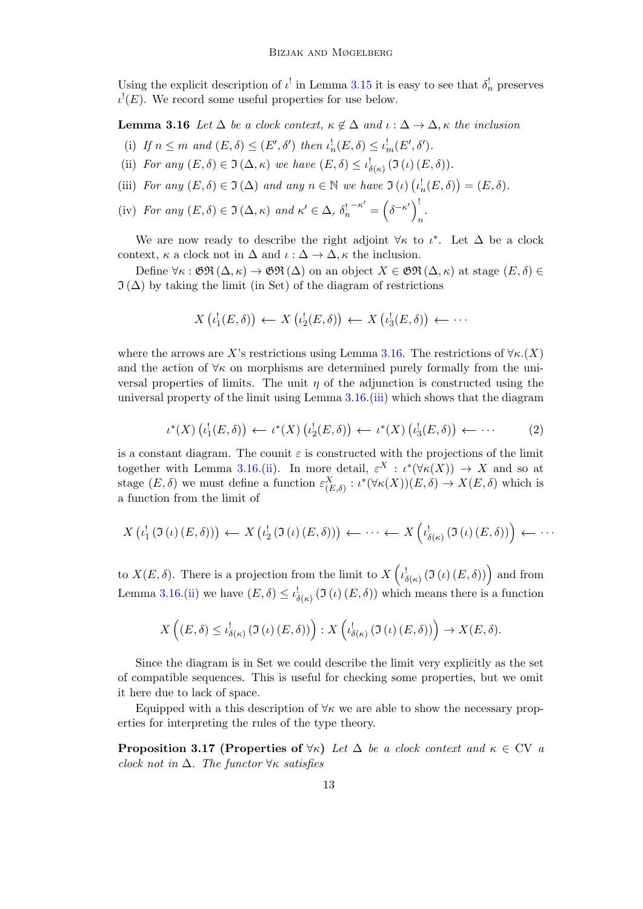Using the explicit description of $\iota^!$ in Lemma 3.15 it is easy to see that $\delta_n^!$ preserves $\iota^!(E)$. We record some useful properties for use below.

**Lemma 3.16** *Let $\Delta$ be a clock context, $\kappa \notin \Delta$ and $\iota : \Delta \to \Delta, \kappa$ the inclusion*

(i) *If $n \leq m$ and $(E, \delta) \leq (E', \delta')$ then $\iota_n^!(E, \delta) \leq \iota_m^!(E', \delta')$.*

(ii) *For any $(E, \delta) \in \mathfrak{I}(\Delta, \kappa)$ we have $(E, \delta) \leq \iota_{\delta(\kappa)}^!(\mathfrak{I}(\iota)(E, \delta))$.*

(iii) *For any $(E, \delta) \in \mathfrak{I}(\Delta)$ and any $n \in \mathbb{N}$ we have $\mathfrak{I}(\iota)\left(\iota_n^!(E, \delta)\right) = (E, \delta)$.*

(iv) *For any $(E, \delta) \in \mathfrak{I}(\Delta, \kappa)$ and $\kappa' \in \Delta$, ${\delta_n^!}^{-\kappa'} = \left(\delta^{-\kappa'}\right)_n^!$.*

We are now ready to describe the right adjoint $\forall\kappa$ to $\iota^*$. Let $\Delta$ be a clock context, $\kappa$ a clock not in $\Delta$ and $\iota : \Delta \to \Delta, \kappa$ the inclusion.

Define $\forall\kappa : \mathfrak{GR}(\Delta, \kappa) \to \mathfrak{GR}(\Delta)$ on an object $X \in \mathfrak{GR}(\Delta, \kappa)$ at stage $(E, \delta) \in \mathfrak{I}(\Delta)$ by taking the limit (in Set) of the diagram of restrictions

$$X\left(\iota_1^!(E, \delta)\right) \longleftarrow X\left(\iota_2^!(E, \delta)\right) \longleftarrow X\left(\iota_3^!(E, \delta)\right) \longleftarrow \cdots$$

where the arrows are $X$'s restrictions using Lemma 3.16. The restrictions of $\forall\kappa.(X)$ and the action of $\forall\kappa$ on morphisms are determined purely formally from the universal properties of limits. The unit $\eta$ of the adjunction is constructed using the universal property of the limit using Lemma 3.16.(iii) which shows that the diagram

$$\iota^*(X)\left(\iota_1^!(E, \delta)\right) \longleftarrow \iota^*(X)\left(\iota_2^!(E, \delta)\right) \longleftarrow \iota^*(X)\left(\iota_3^!(E, \delta)\right) \longleftarrow \cdots \tag{2}$$

is a constant diagram. The counit $\varepsilon$ is constructed with the projections of the limit together with Lemma 3.16.(ii). In more detail, $\varepsilon^X : \iota^*(\forall\kappa(X)) \to X$ and so at stage $(E, \delta)$ we must define a function $\varepsilon^X_{(E,\delta)} : \iota^*(\forall\kappa(X))(E, \delta) \to X(E, \delta)$ which is a function from the limit of

$$X\left(\iota_1^!\left(\mathfrak{I}(\iota)(E, \delta)\right)\right) \longleftarrow X\left(\iota_2^!\left(\mathfrak{I}(\iota)(E, \delta)\right)\right) \longleftarrow \cdots \longleftarrow X\left(\iota_{\delta(\kappa)}^!\left(\mathfrak{I}(\iota)(E, \delta)\right)\right) \longleftarrow \cdots$$

to $X(E, \delta)$. There is a projection from the limit to $X\left(\iota_{\delta(\kappa)}^!\left(\mathfrak{I}(\iota)(E, \delta)\right)\right)$ and from Lemma 3.16.(ii) we have $(E, \delta) \leq \iota_{\delta(\kappa)}^!\left(\mathfrak{I}(\iota)(E, \delta)\right)$ which means there is a function

$$X\left((E, \delta) \leq \iota_{\delta(\kappa)}^!\left(\mathfrak{I}(\iota)(E, \delta)\right)\right) : X\left(\iota_{\delta(\kappa)}^!\left(\mathfrak{I}(\iota)(E, \delta)\right)\right) \to X(E, \delta).$$

Since the diagram is in Set we could describe the limit very explicitly as the set of compatible sequences. This is useful for checking some properties, but we omit it here due to lack of space.

Equipped with a this description of $\forall\kappa$ we are able to show the necessary properties for interpreting the rules of the type theory.

**Proposition 3.17 (Properties of $\forall\kappa$)** *Let $\Delta$ be a clock context and $\kappa \in \mathrm{CV}$ a clock not in $\Delta$. The functor $\forall\kappa$ satisfies*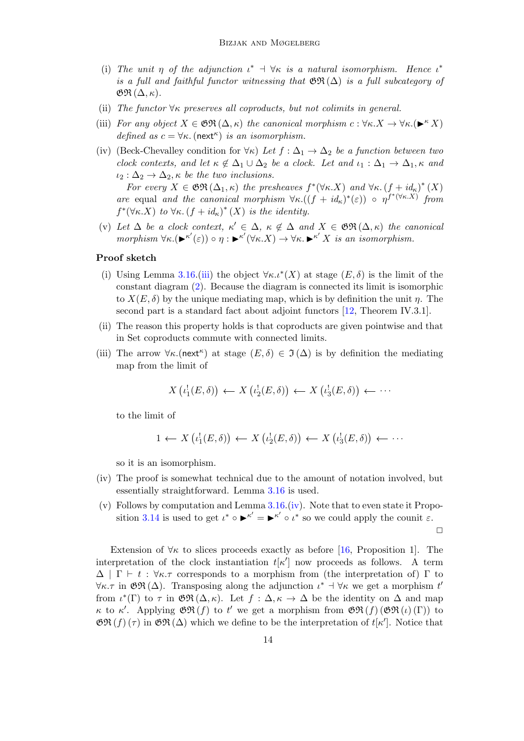(i) *The unit $\eta$ of the adjunction $\iota^* \dashv \forall\kappa$ is a natural isomorphism. Hence $\iota^*$ is a full and faithful functor witnessing that $\mathfrak{GR}(\Delta)$ is a full subcategory of $\mathfrak{GR}(\Delta, \kappa)$.*

(ii) *The functor $\forall\kappa$ preserves all coproducts, but not colimits in general.*

(iii) *For any object $X \in \mathfrak{GR}(\Delta, \kappa)$ the canonical morphism $c : \forall\kappa.X \to \forall\kappa.(\blacktriangleright^\kappa X)$ defined as $c = \forall\kappa.\,(\mathsf{next}^\kappa)$ is an isomorphism.*

(iv) (Beck-Chevalley condition for $\forall\kappa$) *Let $f : \Delta_1 \to \Delta_2$ be a function between two clock contexts, and let $\kappa \notin \Delta_1 \cup \Delta_2$ be a clock. Let and $\iota_1 : \Delta_1 \to \Delta_1, \kappa$ and $\iota_2 : \Delta_2 \to \Delta_2, \kappa$ be the two inclusions.*

*For every $X \in \mathfrak{GR}(\Delta_1, \kappa)$ the presheaves $f^*(\forall\kappa.X)$ and $\forall\kappa.\,(f + id_\kappa)^*(X)$ are* equal *and the canonical morphism $\forall\kappa.((f + id_\kappa)^*(\varepsilon)) \circ \eta^{f^*(\forall\kappa.X)}$ from $f^*(\forall\kappa.X)$ to $\forall\kappa.\,(f + id_\kappa)^*(X)$ is the identity.*

(v) *Let $\Delta$ be a clock context, $\kappa' \in \Delta$, $\kappa \notin \Delta$ and $X \in \mathfrak{GR}(\Delta, \kappa)$ the canonical morphism $\forall\kappa.(\blacktriangleright^{\kappa'}(\varepsilon)) \circ \eta : \blacktriangleright^{\kappa'}(\forall\kappa.X) \to \forall\kappa.\,\blacktriangleright^{\kappa'} X$ is an isomorphism.*

**Proof sketch**

(i) Using Lemma 3.16.(iii) the object $\forall\kappa.\iota^*(X)$ at stage $(E, \delta)$ is the limit of the constant diagram (2). Because the diagram is connected its limit is isomorphic to $X(E, \delta)$ by the unique mediating map, which is by definition the unit $\eta$. The second part is a standard fact about adjoint functors [12, Theorem IV.3.1].

(ii) The reason this property holds is that coproducts are given pointwise and that in Set coproducts commute with connected limits.

(iii) The arrow $\forall\kappa.(\mathsf{next}^\kappa)$ at stage $(E, \delta) \in \mathfrak{I}(\Delta)$ is by definition the mediating map from the limit of

$$X\left(\iota_1^!(E, \delta)\right) \longleftarrow X\left(\iota_2^!(E, \delta)\right) \longleftarrow X\left(\iota_3^!(E, \delta)\right) \longleftarrow \cdots$$

to the limit of

$$1 \longleftarrow X\left(\iota_1^!(E, \delta)\right) \longleftarrow X\left(\iota_2^!(E, \delta)\right) \longleftarrow X\left(\iota_3^!(E, \delta)\right) \longleftarrow \cdots$$

so it is an isomorphism.

(iv) The proof is somewhat technical due to the amount of notation involved, but essentially straightforward. Lemma 3.16 is used.

(v) Follows by computation and Lemma 3.16.(iv). Note that to even state it Proposition 3.14 is used to get $\iota^* \circ \blacktriangleright^{\kappa'} = \blacktriangleright^{\kappa'} \circ \iota^*$ so we could apply the counit $\varepsilon$.

□

Extension of $\forall\kappa$ to slices proceeds exactly as before [16, Proposition 1]. The interpretation of the clock instantiation $t[\kappa']$ now proceeds as follows. A term $\Delta \mid \Gamma \vdash t : \forall\kappa.\tau$ corresponds to a morphism from (the interpretation of) $\Gamma$ to $\forall\kappa.\tau$ in $\mathfrak{GR}(\Delta)$. Transposing along the adjunction $\iota^* \dashv \forall\kappa$ we get a morphism $t'$ from $\iota^*(\Gamma)$ to $\tau$ in $\mathfrak{GR}(\Delta, \kappa)$. Let $f : \Delta, \kappa \to \Delta$ be the identity on $\Delta$ and map $\kappa$ to $\kappa'$. Applying $\mathfrak{GR}(f)$ to $t'$ we get a morphism from $\mathfrak{GR}(f)(\mathfrak{GR}(\iota)(\Gamma))$ to $\mathfrak{GR}(f)(\tau)$ in $\mathfrak{GR}(\Delta)$ which we define to be the interpretation of $t[\kappa']$. Notice that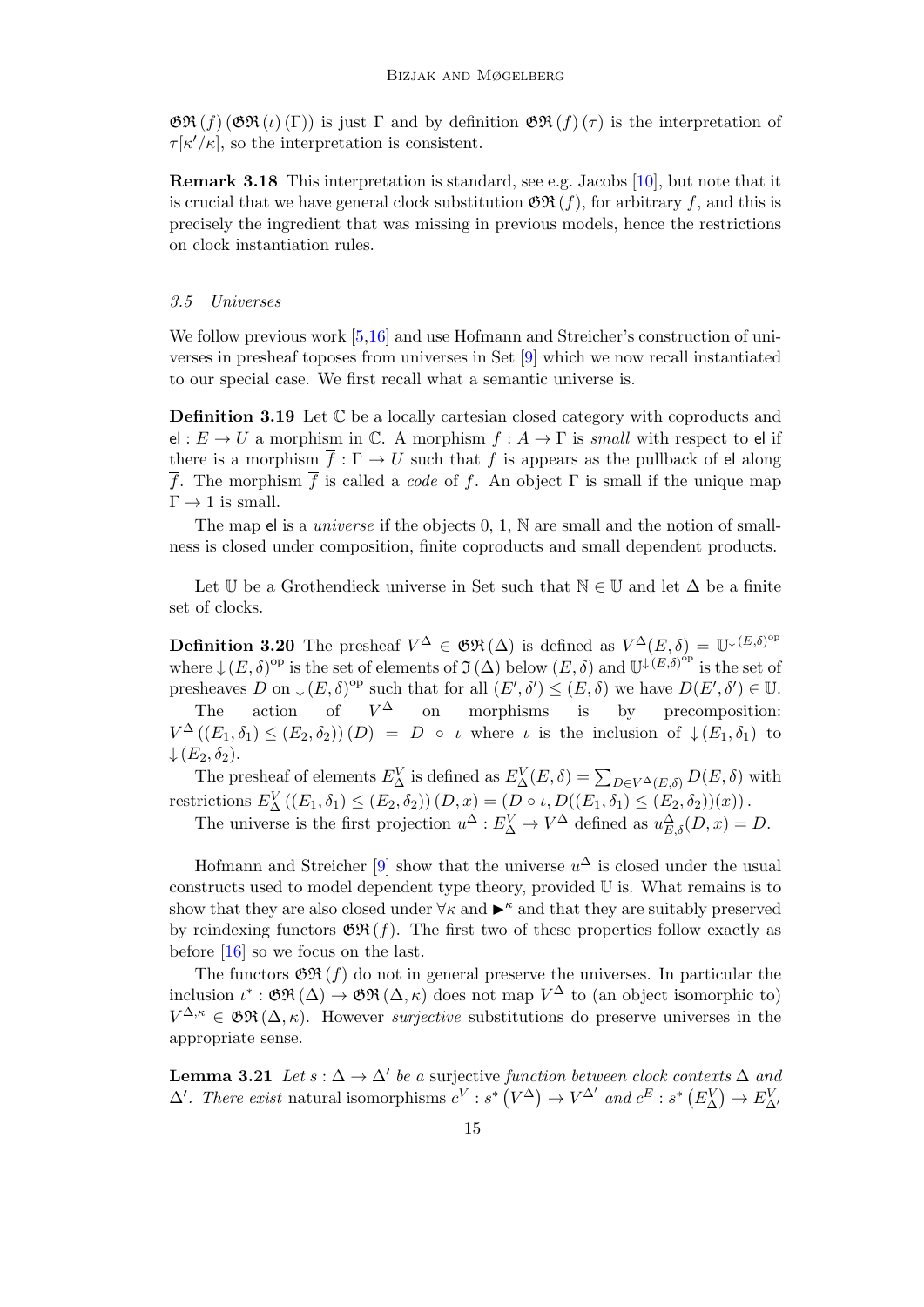$\mathfrak{GR}(f)(\mathfrak{GR}(\iota)(\Gamma))$ is just $\Gamma$ and by definition $\mathfrak{GR}(f)(\tau)$ is the interpretation of $\tau[\kappa'/\kappa]$, so the interpretation is consistent.

**Remark 3.18** This interpretation is standard, see e.g. Jacobs [10], but note that it is crucial that we have general clock substitution $\mathfrak{GR}(f)$, for arbitrary $f$, and this is precisely the ingredient that was missing in previous models, hence the restrictions on clock instantiation rules.

### *3.5 Universes*

We follow previous work [5,16] and use Hofmann and Streicher's construction of universes in presheaf toposes from universes in Set [9] which we now recall instantiated to our special case. We first recall what a semantic universe is.

**Definition 3.19** Let $\mathbb{C}$ be a locally cartesian closed category with coproducts and $\mathsf{el} : E \to U$ a morphism in $\mathbb{C}$. A morphism $f : A \to \Gamma$ is *small* with respect to $\mathsf{el}$ if there is a morphism $\overline{f} : \Gamma \to U$ such that $f$ is appears as the pullback of $\mathsf{el}$ along $\overline{f}$. The morphism $\overline{f}$ is called a *code* of $f$. An object $\Gamma$ is small if the unique map $\Gamma \to 1$ is small.

The map $\mathsf{el}$ is a *universe* if the objects $0$, $1$, $\mathbb{N}$ are small and the notion of smallness is closed under composition, finite coproducts and small dependent products.

Let $\mathbb{U}$ be a Grothendieck universe in Set such that $\mathbb{N} \in \mathbb{U}$ and let $\Delta$ be a finite set of clocks.

**Definition 3.20** The presheaf $V^\Delta \in \mathfrak{GR}(\Delta)$ is defined as $V^\Delta(E,\delta) = \mathbb{U}^{\downarrow(E,\delta)^{\mathrm{op}}}$ where $\downarrow(E,\delta)^{\mathrm{op}}$ is the set of elements of $\mathfrak{I}(\Delta)$ below $(E,\delta)$ and $\mathbb{U}^{\downarrow(E,\delta)^{\mathrm{op}}}$ is the set of presheaves $D$ on $\downarrow(E,\delta)^{\mathrm{op}}$ such that for all $(E',\delta') \leq (E,\delta)$ we have $D(E',\delta') \in \mathbb{U}$.

The action of $V^\Delta$ on morphisms is by precomposition: $V^\Delta((E_1,\delta_1) \leq (E_2,\delta_2))(D) = D \circ \iota$ where $\iota$ is the inclusion of $\downarrow(E_1,\delta_1)$ to $\downarrow(E_2,\delta_2)$.

The presheaf of elements $E^V_\Delta$ is defined as $E^V_\Delta(E,\delta) = \sum_{D \in V^\Delta(E,\delta)} D(E,\delta)$ with restrictions $E^V_\Delta((E_1,\delta_1) \leq (E_2,\delta_2))(D,x) = (D \circ \iota, D((E_1,\delta_1) \leq (E_2,\delta_2))(x))$.

The universe is the first projection $u^\Delta : E^V_\Delta \to V^\Delta$ defined as $u^\Delta_{E,\delta}(D,x) = D$.

Hofmann and Streicher [9] show that the universe $u^\Delta$ is closed under the usual constructs used to model dependent type theory, provided $\mathbb{U}$ is. What remains is to show that they are also closed under $\forall\kappa$ and $\blacktriangleright^\kappa$ and that they are suitably preserved by reindexing functors $\mathfrak{GR}(f)$. The first two of these properties follow exactly as before [16] so we focus on the last.

The functors $\mathfrak{GR}(f)$ do not in general preserve the universes. In particular the inclusion $\iota^* : \mathfrak{GR}(\Delta) \to \mathfrak{GR}(\Delta,\kappa)$ does not map $V^\Delta$ to (an object isomorphic to) $V^{\Delta,\kappa} \in \mathfrak{GR}(\Delta,\kappa)$. However *surjective* substitutions do preserve universes in the appropriate sense.

**Lemma 3.21** *Let $s : \Delta \to \Delta'$ be a* surjective *function between clock contexts $\Delta$ and $\Delta'$. There exist* natural isomorphisms *$c^V : s^*(V^\Delta) \to V^{\Delta'}$ and $c^E : s^*(E^V_\Delta) \to E^V_{\Delta'}$*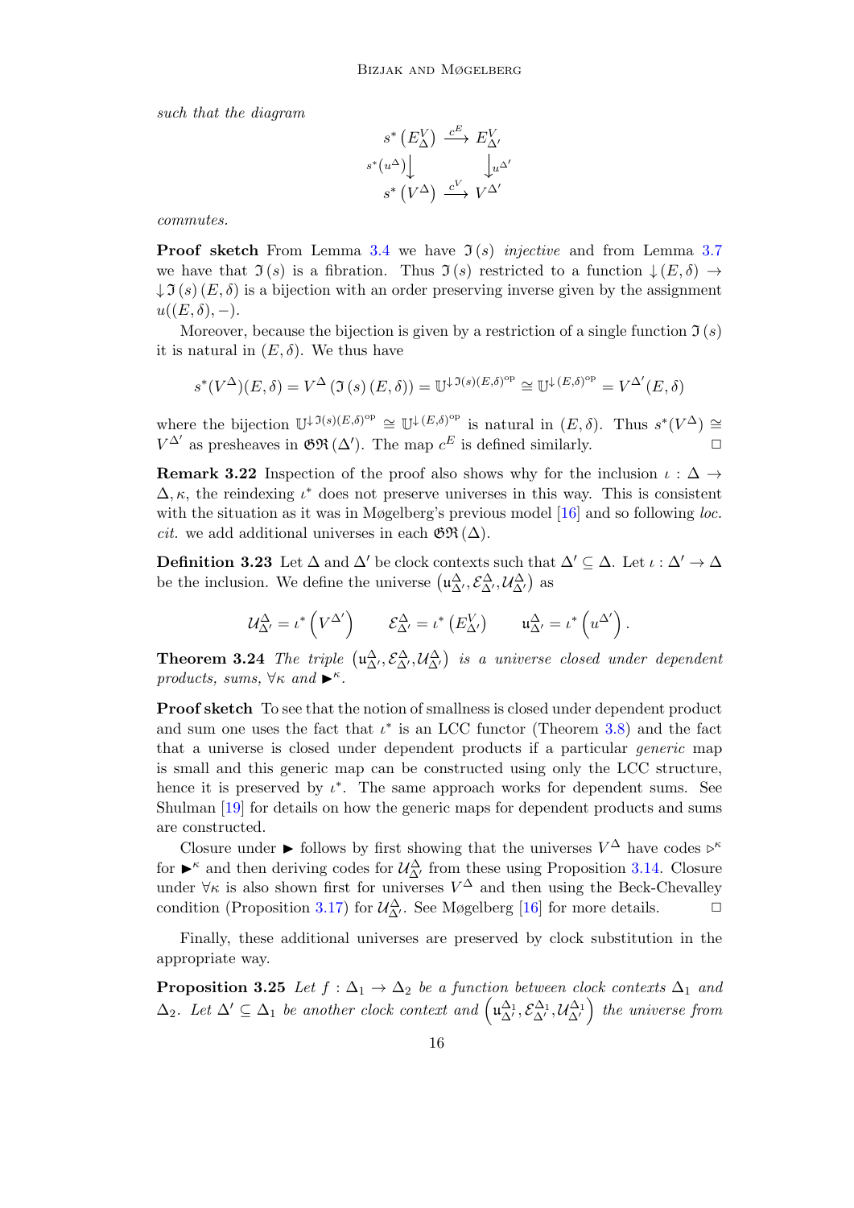*such that the diagram*

$$\begin{array}{ccc} s^*\left(E^V_\Delta\right) & \xrightarrow{c^E} & E^V_{\Delta'} \\ {\scriptstyle s^*(u^\Delta)}\big\downarrow & & \big\downarrow{\scriptstyle u^{\Delta'}} \\ s^*\left(V^\Delta\right) & \xrightarrow{c^V} & V^{\Delta'} \end{array}$$

*commutes.*

**Proof sketch** From Lemma 3.4 we have $\mathfrak{I}(s)$ *injective* and from Lemma 3.7 we have that $\mathfrak{I}(s)$ is a fibration. Thus $\mathfrak{I}(s)$ restricted to a function $\downarrow(E,\delta) \to \downarrow\mathfrak{I}(s)(E,\delta)$ is a bijection with an order preserving inverse given by the assignment $u((E,\delta),-)$.

Moreover, because the bijection is given by a restriction of a single function $\mathfrak{I}(s)$ it is natural in $(E,\delta)$. We thus have

$$s^*(V^\Delta)(E,\delta) = V^\Delta\left(\mathfrak{I}(s)(E,\delta)\right) = \mathbb{U}^{\downarrow\mathfrak{I}(s)(E,\delta)^{\mathrm{op}}} \cong \mathbb{U}^{\downarrow(E,\delta)^{\mathrm{op}}} = V^{\Delta'}(E,\delta)$$

where the bijection $\mathbb{U}^{\downarrow\mathfrak{I}(s)(E,\delta)^{\mathrm{op}}} \cong \mathbb{U}^{\downarrow(E,\delta)^{\mathrm{op}}}$ is natural in $(E,\delta)$. Thus $s^*(V^\Delta) \cong V^{\Delta'}$ as presheaves in $\mathfrak{GR}(\Delta')$. The map $c^E$ is defined similarly. □

**Remark 3.22** Inspection of the proof also shows why for the inclusion $\iota : \Delta \to \Delta,\kappa$, the reindexing $\iota^*$ does not preserve universes in this way. This is consistent with the situation as it was in Møgelberg's previous model [16] and so following *loc. cit.* we add additional universes in each $\mathfrak{GR}(\Delta)$.

**Definition 3.23** Let $\Delta$ and $\Delta'$ be clock contexts such that $\Delta' \subseteq \Delta$. Let $\iota : \Delta' \to \Delta$ be the inclusion. We define the universe $\left(\mathfrak{u}^\Delta_{\Delta'}, \mathcal{E}^\Delta_{\Delta'}, \mathcal{U}^\Delta_{\Delta'}\right)$ as

$$\mathcal{U}^\Delta_{\Delta'} = \iota^*\left(V^{\Delta'}\right) \qquad \mathcal{E}^\Delta_{\Delta'} = \iota^*\left(E^V_{\Delta'}\right) \qquad \mathfrak{u}^\Delta_{\Delta'} = \iota^*\left(u^{\Delta'}\right).$$

**Theorem 3.24** *The triple* $\left(\mathfrak{u}^\Delta_{\Delta'}, \mathcal{E}^\Delta_{\Delta'}, \mathcal{U}^\Delta_{\Delta'}\right)$ *is a universe closed under dependent products, sums,* $\forall\kappa$ *and* $\blacktriangleright^\kappa$*.*

**Proof sketch** To see that the notion of smallness is closed under dependent product and sum one uses the fact that $\iota^*$ is an LCC functor (Theorem 3.8) and the fact that a universe is closed under dependent products if a particular *generic* map is small and this generic map can be constructed using only the LCC structure, hence it is preserved by $\iota^*$. The same approach works for dependent sums. See Shulman [19] for details on how the generic maps for dependent products and sums are constructed.

Closure under $\blacktriangleright$ follows by first showing that the universes $V^\Delta$ have codes $\triangleright^\kappa$ for $\blacktriangleright^\kappa$ and then deriving codes for $\mathcal{U}^\Delta_{\Delta'}$ from these using Proposition 3.14. Closure under $\forall\kappa$ is also shown first for universes $V^\Delta$ and then using the Beck-Chevalley condition (Proposition 3.17) for $\mathcal{U}^\Delta_{\Delta'}$. See Møgelberg [16] for more details. □

Finally, these additional universes are preserved by clock substitution in the appropriate way.

**Proposition 3.25** *Let* $f : \Delta_1 \to \Delta_2$ *be a function between clock contexts* $\Delta_1$ *and* $\Delta_2$*. Let* $\Delta' \subseteq \Delta_1$ *be another clock context and* $\left(\mathfrak{u}^{\Delta_1}_{\Delta'}, \mathcal{E}^{\Delta_1}_{\Delta'}, \mathcal{U}^{\Delta_1}_{\Delta'}\right)$ *the universe from*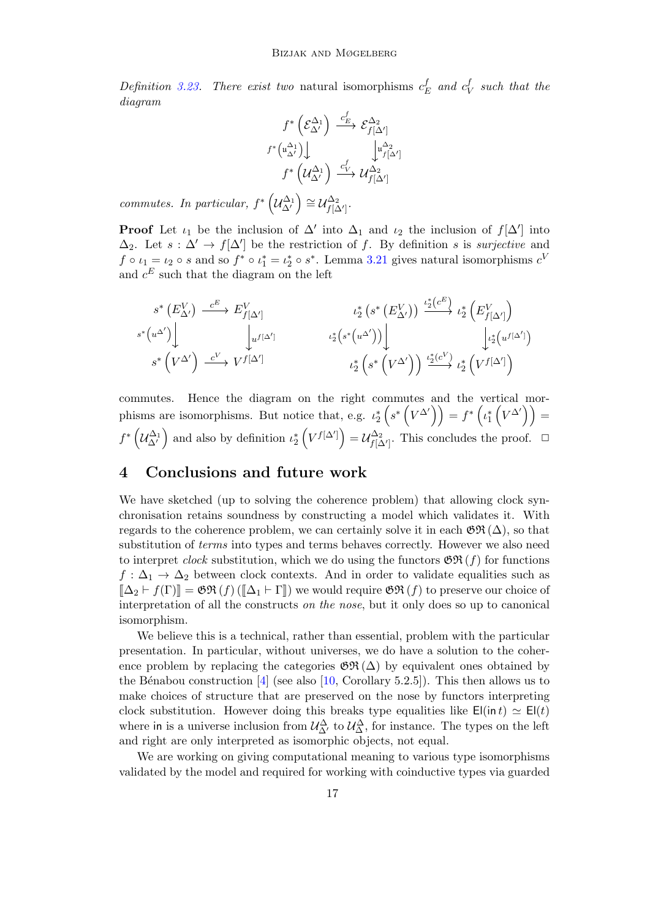*Definition 3.23. There exist two* natural isomorphisms $c_E^f$ *and* $c_V^f$ *such that the diagram*

$$\begin{array}{ccc} f^*\left(\mathcal{E}_{\Delta'}^{\Delta_1}\right) & \xrightarrow{c_E^f} & \mathcal{E}_{f[\Delta']}^{\Delta_2} \\ {\scriptstyle f^*\left(\mathfrak{u}_{\Delta'}^{\Delta_1}\right)}\downarrow & & \downarrow{\scriptstyle \mathfrak{u}_{f[\Delta']}^{\Delta_2}} \\ f^*\left(\mathcal{U}_{\Delta'}^{\Delta_1}\right) & \xrightarrow{c_V^f} & \mathcal{U}_{f[\Delta']}^{\Delta_2} \end{array}$$

*commutes. In particular,* $f^*\left(\mathcal{U}_{\Delta'}^{\Delta_1}\right) \cong \mathcal{U}_{f[\Delta']}^{\Delta_2}$.

**Proof** Let $\iota_1$ be the inclusion of $\Delta'$ into $\Delta_1$ and $\iota_2$ the inclusion of $f[\Delta']$ into $\Delta_2$. Let $s : \Delta' \to f[\Delta']$ be the restriction of $f$. By definition $s$ is *surjective* and $f \circ \iota_1 = \iota_2 \circ s$ and so $f^* \circ \iota_1^* = \iota_2^* \circ s^*$. Lemma 3.21 gives natural isomorphisms $c^V$ and $c^E$ such that the diagram on the left

$$\begin{array}{ccc} s^*\left(E_{\Delta'}^V\right) & \xrightarrow{c^E} & E_{f[\Delta']}^V \\ {\scriptstyle s^*\left(u^{\Delta'}\right)}\downarrow & & \downarrow{\scriptstyle u^{f[\Delta']}} \\ s^*\left(V^{\Delta'}\right) & \xrightarrow{c^V} & V^{f[\Delta']} \end{array} \qquad \begin{array}{ccc} \iota_2^*\left(s^*\left(E_{\Delta'}^V\right)\right) & \xrightarrow{\iota_2^*\left(c^E\right)} & \iota_2^*\left(E_{f[\Delta']}^V\right) \\ {\scriptstyle \iota_2^*\left(s^*\left(u^{\Delta'}\right)\right)}\downarrow & & \downarrow{\scriptstyle \iota_2^*\left(u^{f[\Delta']}\right)} \\ \iota_2^*\left(s^*\left(V^{\Delta'}\right)\right) & \xrightarrow{\iota_2^*\left(c^V\right)} & \iota_2^*\left(V^{f[\Delta']}\right) \end{array}$$

commutes. Hence the diagram on the right commutes and the vertical morphisms are isomorphisms. But notice that, e.g. $\iota_2^*\left(s^*\left(V^{\Delta'}\right)\right) = f^*\left(\iota_1^*\left(V^{\Delta'}\right)\right) = f^*\left(\mathcal{U}_{\Delta'}^{\Delta_1}\right)$ and also by definition $\iota_2^*\left(V^{f[\Delta']}\right) = \mathcal{U}_{f[\Delta']}^{\Delta_2}$. This concludes the proof. $\square$

# 4 Conclusions and future work

We have sketched (up to solving the coherence problem) that allowing clock synchronisation retains soundness by constructing a model which validates it. With regards to the coherence problem, we can certainly solve it in each $\mathfrak{GR}(\Delta)$, so that substitution of *terms* into types and terms behaves correctly. However we also need to interpret *clock* substitution, which we do using the functors $\mathfrak{GR}(f)$ for functions $f : \Delta_1 \to \Delta_2$ between clock contexts. And in order to validate equalities such as $[\![\Delta_2 \vdash f(\Gamma)]\!] = \mathfrak{GR}(f)([\![\Delta_1 \vdash \Gamma]\!])$ we would require $\mathfrak{GR}(f)$ to preserve our choice of interpretation of all the constructs *on the nose*, but it only does so up to canonical isomorphism.

We believe this is a technical, rather than essential, problem with the particular presentation. In particular, without universes, we do have a solution to the coherence problem by replacing the categories $\mathfrak{GR}(\Delta)$ by equivalent ones obtained by the Bénabou construction [4] (see also [10, Corollary 5.2.5]). This then allows us to make choices of structure that are preserved on the nose by functors interpreting clock substitution. However doing this breaks type equalities like $\mathsf{El}(\mathsf{in}\, t) \simeq \mathsf{El}(t)$ where $\mathsf{in}$ is a universe inclusion from $\mathcal{U}_{\Delta'}^{\Delta}$ to $\mathcal{U}_{\Delta}^{\Delta}$, for instance. The types on the left and right are only interpreted as isomorphic objects, not equal.

We are working on giving computational meaning to various type isomorphisms validated by the model and required for working with coinductive types via guarded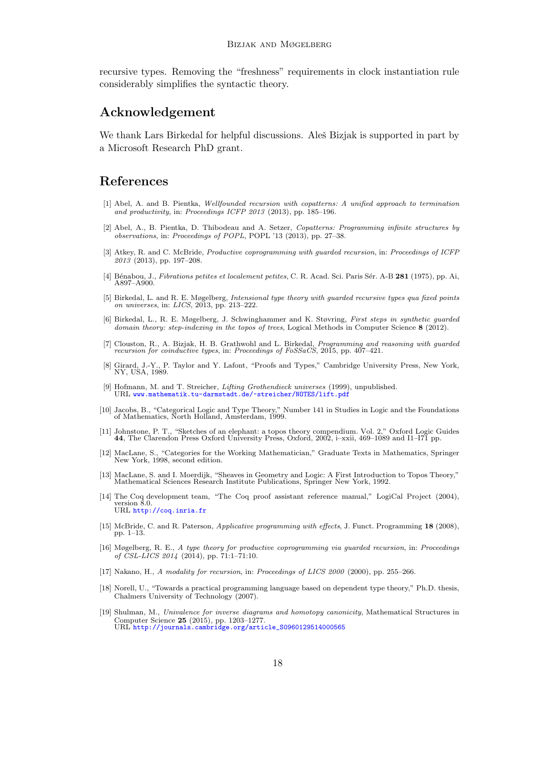recursive types. Removing the "freshness" requirements in clock instantiation rule considerably simplifies the syntactic theory.

## Acknowledgement

We thank Lars Birkedal for helpful discussions. Aleš Bizjak is supported in part by a Microsoft Research PhD grant.

## References

[1] Abel, A. and B. Pientka, *Wellfounded recursion with copatterns: A unified approach to termination and productivity*, in: *Proceedings ICFP 2013* (2013), pp. 185–196.

[2] Abel, A., B. Pientka, D. Thibodeau and A. Setzer, *Copatterns: Programming infinite structures by observations*, in: *Proceedings of POPL*, POPL '13 (2013), pp. 27–38.

[3] Atkey, R. and C. McBride, *Productive coprogramming with guarded recursion*, in: *Proceedings of ICFP 2013* (2013), pp. 197–208.

[4] Bénabou, J., *Fibrations petites et localement petites*, C. R. Acad. Sci. Paris Sér. A-B **281** (1975), pp. Ai, A897–A900.

[5] Birkedal, L. and R. E. Møgelberg, *Intensional type theory with guarded recursive types qua fixed points on universes*, in: *LICS*, 2013, pp. 213–222.

[6] Birkedal, L., R. E. Møgelberg, J. Schwinghammer and K. Støvring, *First steps in synthetic guarded domain theory: step-indexing in the topos of trees*, Logical Methods in Computer Science **8** (2012).

[7] Clouston, R., A. Bizjak, H. B. Grathwohl and L. Birkedal, *Programming and reasoning with guarded recursion for coinductive types*, in: *Proceedings of FoSSaCS*, 2015, pp. 407–421.

[8] Girard, J.-Y., P. Taylor and Y. Lafont, "Proofs and Types," Cambridge University Press, New York, NY, USA, 1989.

[9] Hofmann, M. and T. Streicher, *Lifting Grothendieck universes* (1999), unpublished. URL www.mathematik.tu-darmstadt.de/~streicher/NOTES/lift.pdf

[10] Jacobs, B., "Categorical Logic and Type Theory," Number 141 in Studies in Logic and the Foundations of Mathematics, North Holland, Amsterdam, 1999.

[11] Johnstone, P. T., "Sketches of an elephant: a topos theory compendium. Vol. 2," Oxford Logic Guides **44**, The Clarendon Press Oxford University Press, Oxford, 2002, i–xxii, 469–1089 and I1–I71 pp.

[12] MacLane, S., "Categories for the Working Mathematician," Graduate Texts in Mathematics, Springer New York, 1998, second edition.

[13] MacLane, S. and I. Moerdijk, "Sheaves in Geometry and Logic: A First Introduction to Topos Theory," Mathematical Sciences Research Institute Publications, Springer New York, 1992.

[14] The Coq development team, "The Coq proof assistant reference manual," LogiCal Project (2004), version 8.0. URL http://coq.inria.fr

[15] McBride, C. and R. Paterson, *Applicative programming with effects*, J. Funct. Programming **18** (2008), pp. 1–13.

[16] Møgelberg, R. E., *A type theory for productive coprogramming via guarded recursion*, in: *Proceedings of CSL-LICS 2014* (2014), pp. 71:1–71:10.

[17] Nakano, H., *A modality for recursion*, in: *Proceedings of LICS 2000* (2000), pp. 255–266.

[18] Norell, U., "Towards a practical programming language based on dependent type theory," Ph.D. thesis, Chalmers University of Technology (2007).

[19] Shulman, M., *Univalence for inverse diagrams and homotopy canonicity*, Mathematical Structures in Computer Science **25** (2015), pp. 1203–1277. URL http://journals.cambridge.org/article_S0960129514000565